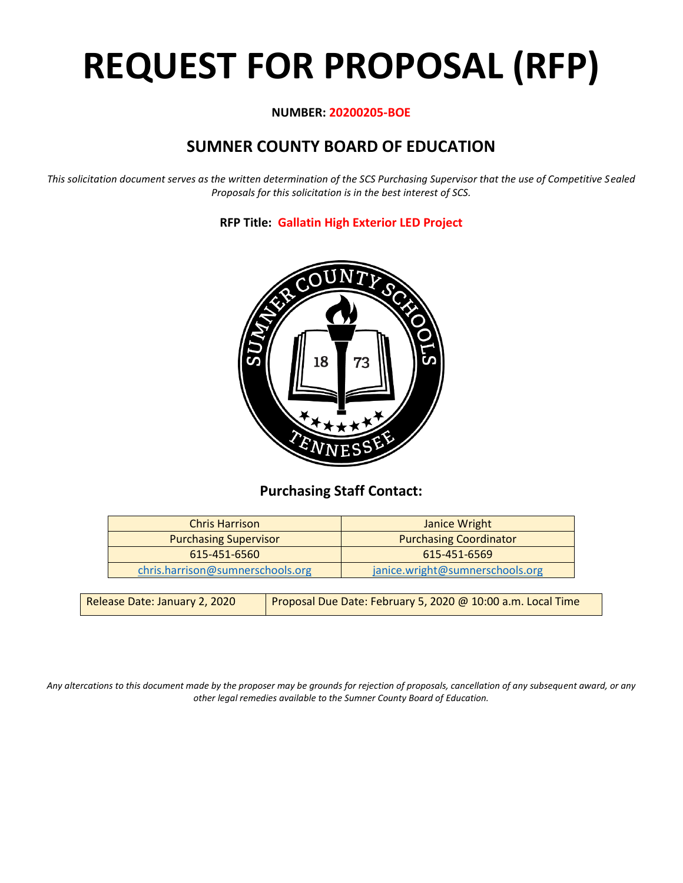# REQUEST FOR PROPOSAL (RFP)

**NUMBER: 20200205-BOE**

## SUMNER COUNTY BOARD OF EDUCATION

*This solicitation document serves as the written determination of the SCS Purchasing Supervisor that the use of Competitive Sealed Proposals for this solicitation is in the best interest of SCS.*

**RFP Title: Gallatin High Exterior LED Project**

### Purchasing Staff Contact:

| Chris Harrison | Janice Wright |
|---|---|
| Purchasing Supervisor | Purchasing Coordinator |
| 615-451-6560 | 615-451-6569 |
| chris.harrison@sumnerschools.org | janice.wright@sumnerschools.org |

| Release Date: January 2, 2020 | Proposal Due Date: February 5, 2020 @ 10:00 a.m. Local Time |
|---|---|

*Any altercations to this document made by the proposer may be grounds for rejection of proposals, cancellation of any subsequent award, or any other legal remedies available to the Sumner County Board of Education.*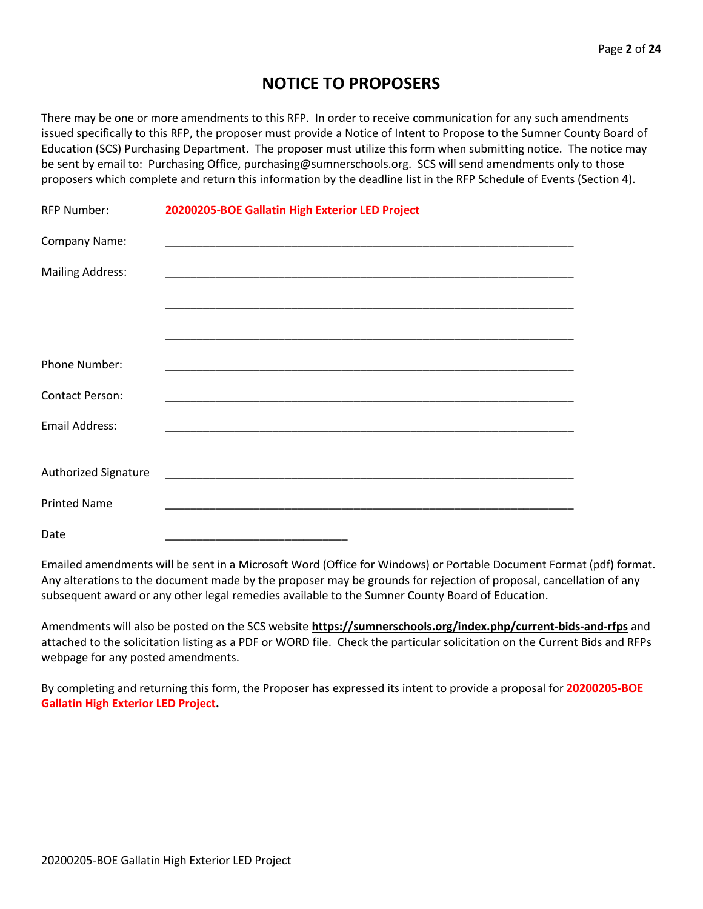# NOTICE TO PROPOSERS

There may be one or more amendments to this RFP. In order to receive communication for any such amendments issued specifically to this RFP, the proposer must provide a Notice of Intent to Propose to the Sumner County Board of Education (SCS) Purchasing Department. The proposer must utilize this form when submitting notice. The notice may be sent by email to: Purchasing Office, purchasing@sumnerschools.org. SCS will send amendments only to those proposers which complete and return this information by the deadline list in the RFP Schedule of Events (Section 4).

RFP Number: **20200205-BOE Gallatin High Exterior LED Project**

Company Name: ______________________________________________________________

Mailing Address: ______________________________________________________________

______________________________________________________________

______________________________________________________________

Phone Number: ______________________________________________________________

Contact Person: ______________________________________________________________

Email Address: ______________________________________________________________

Authorized Signature ______________________________________________________________

Printed Name ______________________________________________________________

Date ______________________________

Emailed amendments will be sent in a Microsoft Word (Office for Windows) or Portable Document Format (pdf) format. Any alterations to the document made by the proposer may be grounds for rejection of proposal, cancellation of any subsequent award or any other legal remedies available to the Sumner County Board of Education.

Amendments will also be posted on the SCS website **https://sumnerschools.org/index.php/current-bids-and-rfps** and attached to the solicitation listing as a PDF or WORD file. Check the particular solicitation on the Current Bids and RFPs webpage for any posted amendments.

By completing and returning this form, the Proposer has expressed its intent to provide a proposal for **20200205-BOE Gallatin High Exterior LED Project.**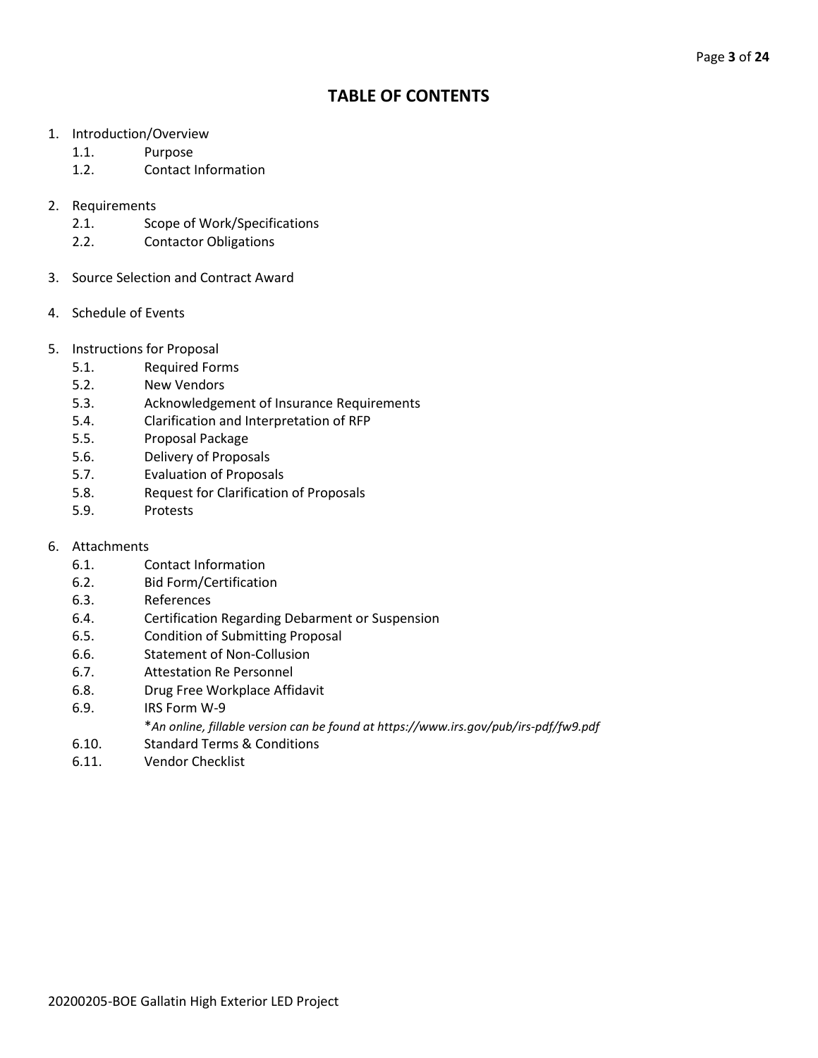# TABLE OF CONTENTS

1. Introduction/Overview
   - 1.1. Purpose
   - 1.2. Contact Information

2. Requirements
   - 2.1. Scope of Work/Specifications
   - 2.2. Contactor Obligations

3. Source Selection and Contract Award

4. Schedule of Events

5. Instructions for Proposal
   - 5.1. Required Forms
   - 5.2. New Vendors
   - 5.3. Acknowledgement of Insurance Requirements
   - 5.4. Clarification and Interpretation of RFP
   - 5.5. Proposal Package
   - 5.6. Delivery of Proposals
   - 5.7. Evaluation of Proposals
   - 5.8. Request for Clarification of Proposals
   - 5.9. Protests

6. Attachments
   - 6.1. Contact Information
   - 6.2. Bid Form/Certification
   - 6.3. References
   - 6.4. Certification Regarding Debarment or Suspension
   - 6.5. Condition of Submitting Proposal
   - 6.6. Statement of Non-Collusion
   - 6.7. Attestation Re Personnel
   - 6.8. Drug Free Workplace Affidavit
   - 6.9. IRS Form W-9
     
     **An online, fillable version can be found at https://www.irs.gov/pub/irs-pdf/fw9.pdf*
   - 6.10. Standard Terms & Conditions
   - 6.11. Vendor Checklist

20200205-BOE Gallatin High Exterior LED Project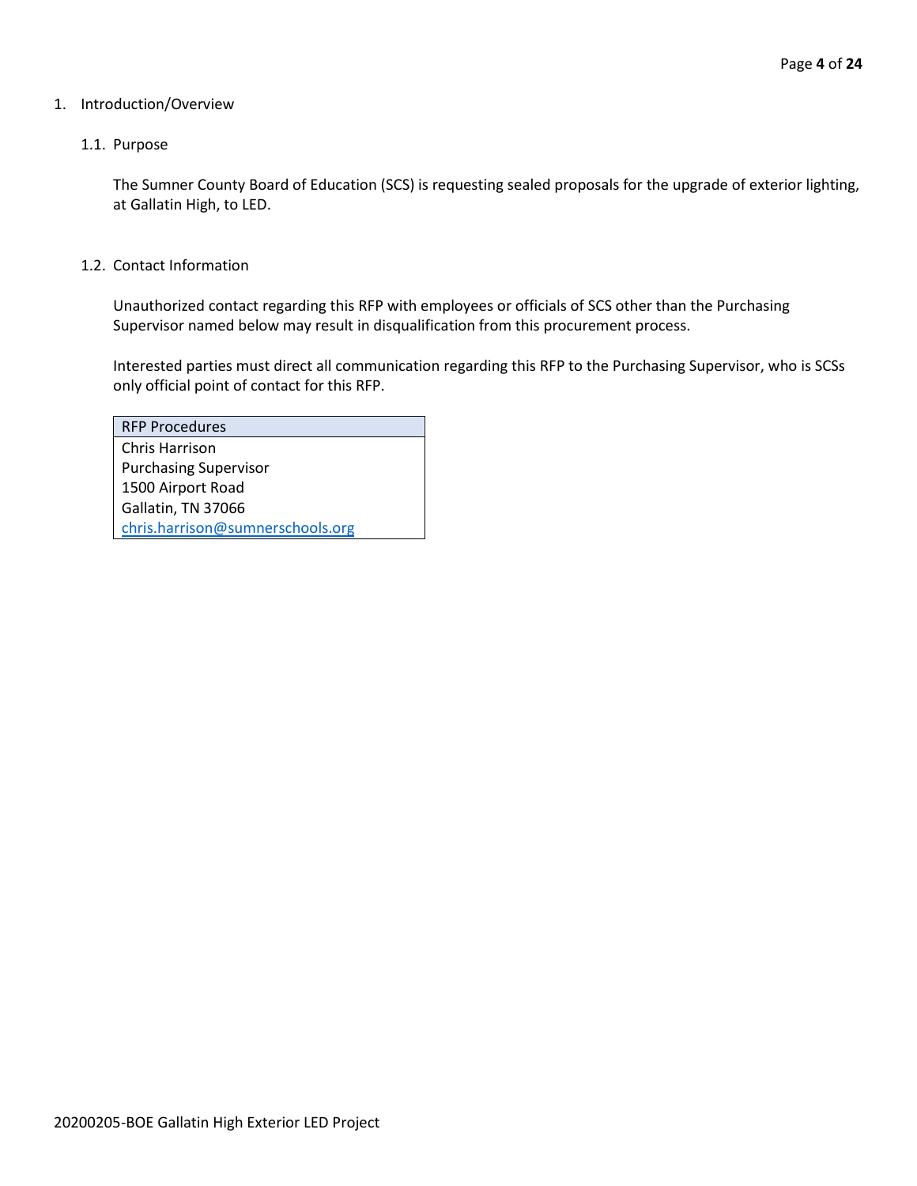# 1. Introduction/Overview

## 1.1. Purpose

The Sumner County Board of Education (SCS) is requesting sealed proposals for the upgrade of exterior lighting, at Gallatin High, to LED.

## 1.2. Contact Information

Unauthorized contact regarding this RFP with employees or officials of SCS other than the Purchasing Supervisor named below may result in disqualification from this procurement process.

Interested parties must direct all communication regarding this RFP to the Purchasing Supervisor, who is SCSs only official point of contact for this RFP.

| RFP Procedures |
|---|
| Chris Harrison<br>Purchasing Supervisor<br>1500 Airport Road<br>Gallatin, TN 37066<br>chris.harrison@sumnerschools.org |

20200205-BOE Gallatin High Exterior LED Project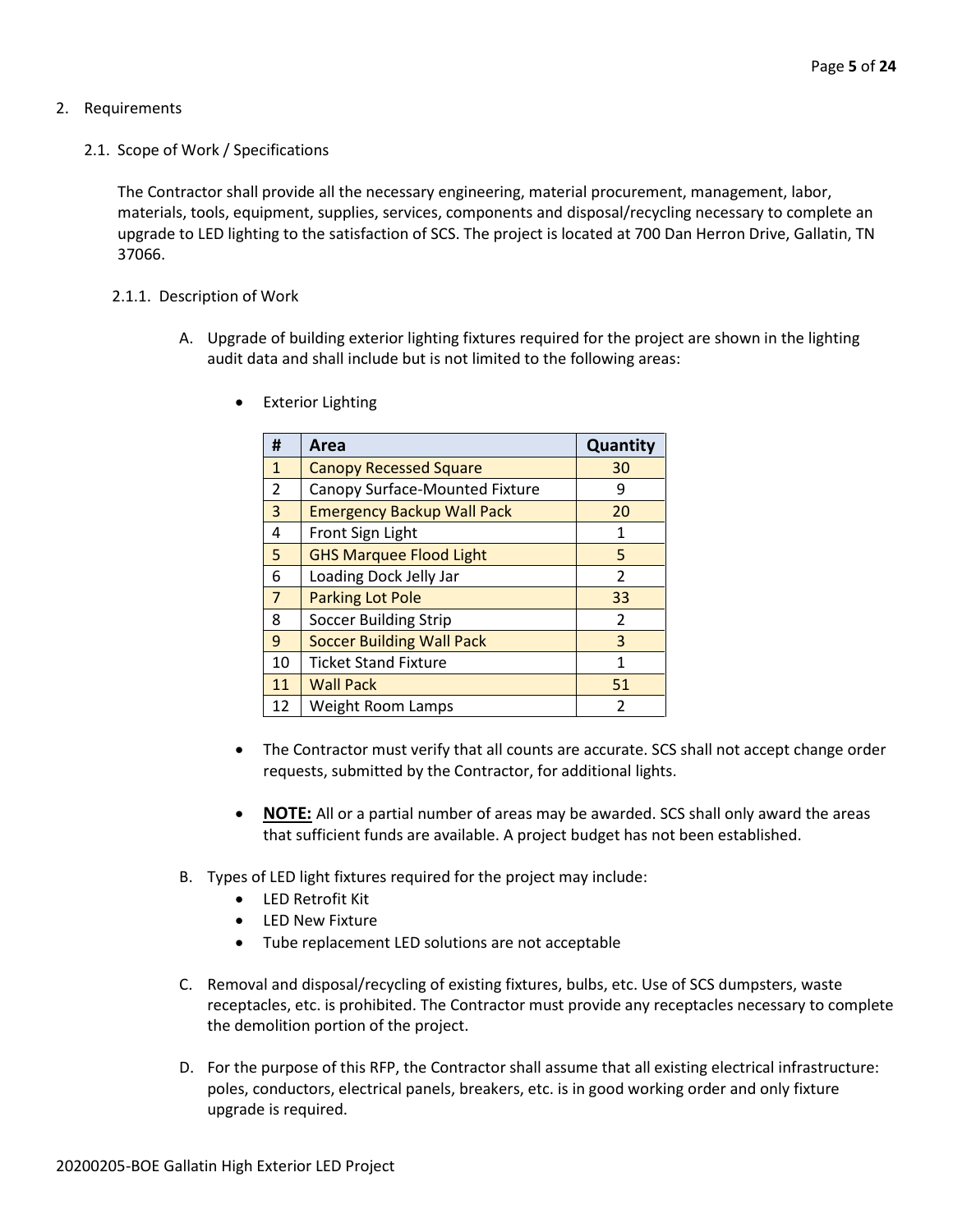## 2. Requirements

### 2.1. Scope of Work / Specifications

The Contractor shall provide all the necessary engineering, material procurement, management, labor, materials, tools, equipment, supplies, services, components and disposal/recycling necessary to complete an upgrade to LED lighting to the satisfaction of SCS. The project is located at 700 Dan Herron Drive, Gallatin, TN 37066.

#### 2.1.1. Description of Work

A. Upgrade of building exterior lighting fixtures required for the project are shown in the lighting audit data and shall include but is not limited to the following areas:

- Exterior Lighting

| # | Area | Quantity |
|---|---|---|
| 1 | Canopy Recessed Square | 30 |
| 2 | Canopy Surface-Mounted Fixture | 9 |
| 3 | Emergency Backup Wall Pack | 20 |
| 4 | Front Sign Light | 1 |
| 5 | GHS Marquee Flood Light | 5 |
| 6 | Loading Dock Jelly Jar | 2 |
| 7 | Parking Lot Pole | 33 |
| 8 | Soccer Building Strip | 2 |
| 9 | Soccer Building Wall Pack | 3 |
| 10 | Ticket Stand Fixture | 1 |
| 11 | Wall Pack | 51 |
| 12 | Weight Room Lamps | 2 |

- The Contractor must verify that all counts are accurate. SCS shall not accept change order requests, submitted by the Contractor, for additional lights.

- **NOTE:** All or a partial number of areas may be awarded. SCS shall only award the areas that sufficient funds are available. A project budget has not been established.

B. Types of LED light fixtures required for the project may include:
- LED Retrofit Kit
- LED New Fixture
- Tube replacement LED solutions are not acceptable

C. Removal and disposal/recycling of existing fixtures, bulbs, etc. Use of SCS dumpsters, waste receptacles, etc. is prohibited. The Contractor must provide any receptacles necessary to complete the demolition portion of the project.

D. For the purpose of this RFP, the Contractor shall assume that all existing electrical infrastructure: poles, conductors, electrical panels, breakers, etc. is in good working order and only fixture upgrade is required.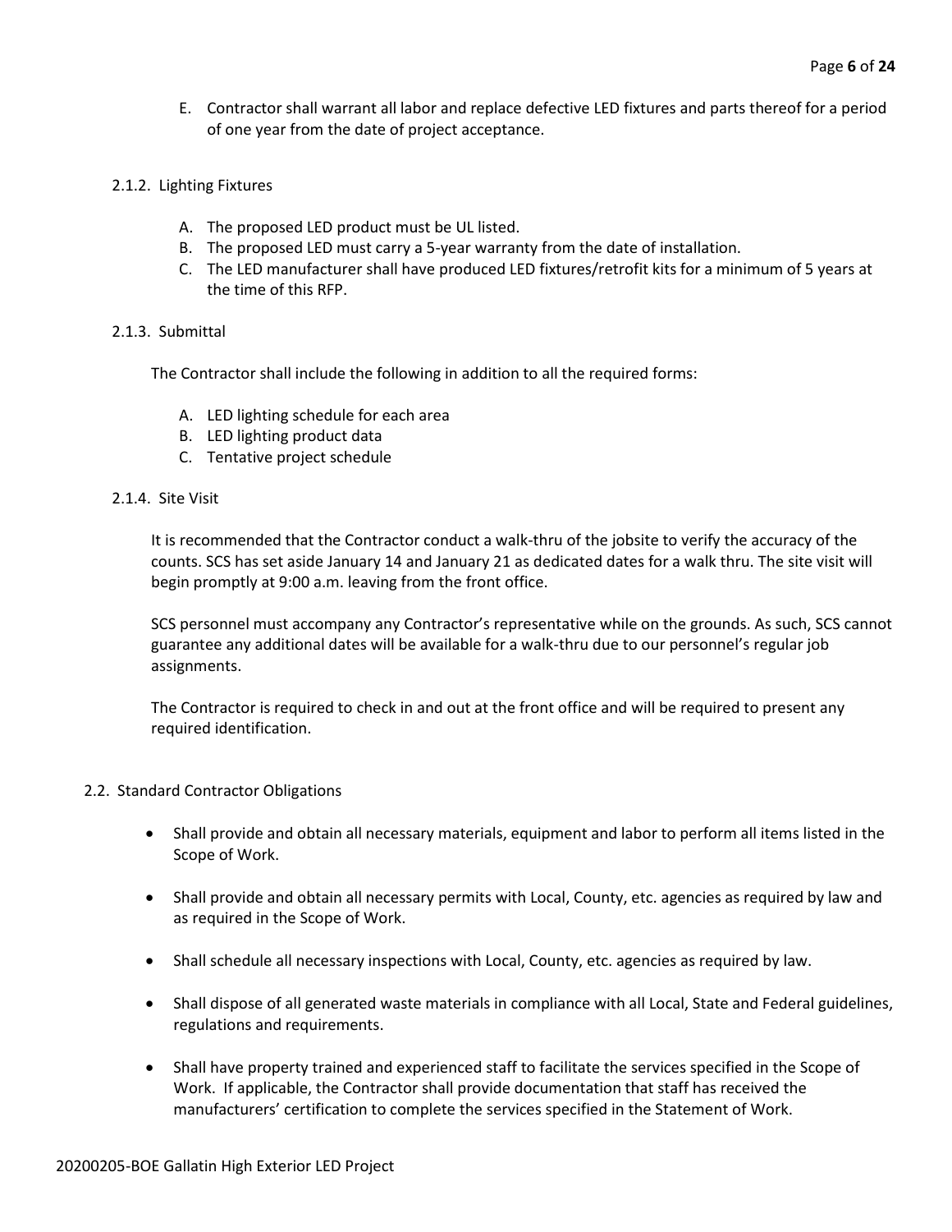E. Contractor shall warrant all labor and replace defective LED fixtures and parts thereof for a period of one year from the date of project acceptance.

### 2.1.2. Lighting Fixtures

A. The proposed LED product must be UL listed.
B. The proposed LED must carry a 5-year warranty from the date of installation.
C. The LED manufacturer shall have produced LED fixtures/retrofit kits for a minimum of 5 years at the time of this RFP.

### 2.1.3. Submittal

The Contractor shall include the following in addition to all the required forms:

A. LED lighting schedule for each area
B. LED lighting product data
C. Tentative project schedule

### 2.1.4. Site Visit

It is recommended that the Contractor conduct a walk-thru of the jobsite to verify the accuracy of the counts. SCS has set aside January 14 and January 21 as dedicated dates for a walk thru. The site visit will begin promptly at 9:00 a.m. leaving from the front office.

SCS personnel must accompany any Contractor's representative while on the grounds. As such, SCS cannot guarantee any additional dates will be available for a walk-thru due to our personnel's regular job assignments.

The Contractor is required to check in and out at the front office and will be required to present any required identification.

## 2.2. Standard Contractor Obligations

- Shall provide and obtain all necessary materials, equipment and labor to perform all items listed in the Scope of Work.
- Shall provide and obtain all necessary permits with Local, County, etc. agencies as required by law and as required in the Scope of Work.
- Shall schedule all necessary inspections with Local, County, etc. agencies as required by law.
- Shall dispose of all generated waste materials in compliance with all Local, State and Federal guidelines, regulations and requirements.
- Shall have property trained and experienced staff to facilitate the services specified in the Scope of Work. If applicable, the Contractor shall provide documentation that staff has received the manufacturers' certification to complete the services specified in the Statement of Work.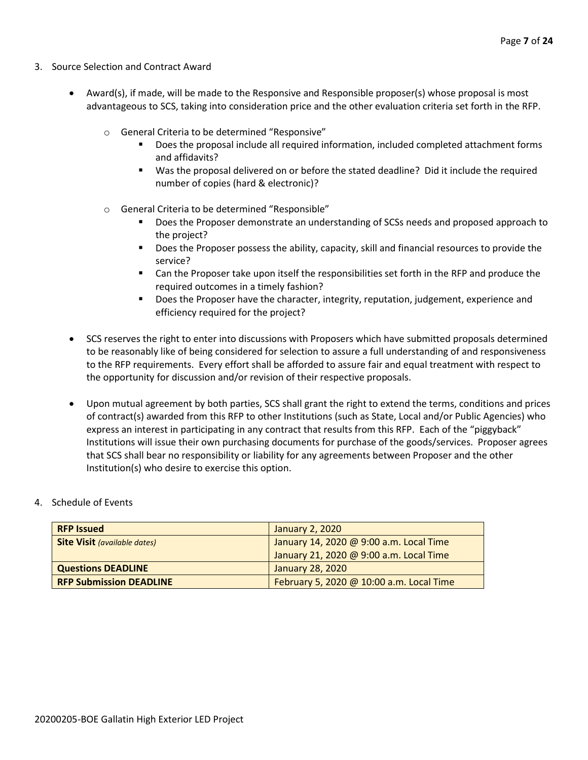3. Source Selection and Contract Award

- Award(s), if made, will be made to the Responsive and Responsible proposer(s) whose proposal is most advantageous to SCS, taking into consideration price and the other evaluation criteria set forth in the RFP.
    - General Criteria to be determined "Responsive"
        - Does the proposal include all required information, included completed attachment forms and affidavits?
        - Was the proposal delivered on or before the stated deadline? Did it include the required number of copies (hard & electronic)?
    - General Criteria to be determined "Responsible"
        - Does the Proposer demonstrate an understanding of SCSs needs and proposed approach to the project?
        - Does the Proposer possess the ability, capacity, skill and financial resources to provide the service?
        - Can the Proposer take upon itself the responsibilities set forth in the RFP and produce the required outcomes in a timely fashion?
        - Does the Proposer have the character, integrity, reputation, judgement, experience and efficiency required for the project?
- SCS reserves the right to enter into discussions with Proposers which have submitted proposals determined to be reasonably like of being considered for selection to assure a full understanding of and responsiveness to the RFP requirements. Every effort shall be afforded to assure fair and equal treatment with respect to the opportunity for discussion and/or revision of their respective proposals.
- Upon mutual agreement by both parties, SCS shall grant the right to extend the terms, conditions and prices of contract(s) awarded from this RFP to other Institutions (such as State, Local and/or Public Agencies) who express an interest in participating in any contract that results from this RFP. Each of the "piggyback" Institutions will issue their own purchasing documents for purchase of the goods/services. Proposer agrees that SCS shall bear no responsibility or liability for any agreements between Proposer and the other Institution(s) who desire to exercise this option.

4. Schedule of Events

| | |
|---|---|
| **RFP Issued** | January 2, 2020 |
| **Site Visit** *(available dates)* | January 14, 2020 @ 9:00 a.m. Local Time<br>January 21, 2020 @ 9:00 a.m. Local Time |
| **Questions DEADLINE** | January 28, 2020 |
| **RFP Submission DEADLINE** | February 5, 2020 @ 10:00 a.m. Local Time |

20200205-BOE Gallatin High Exterior LED Project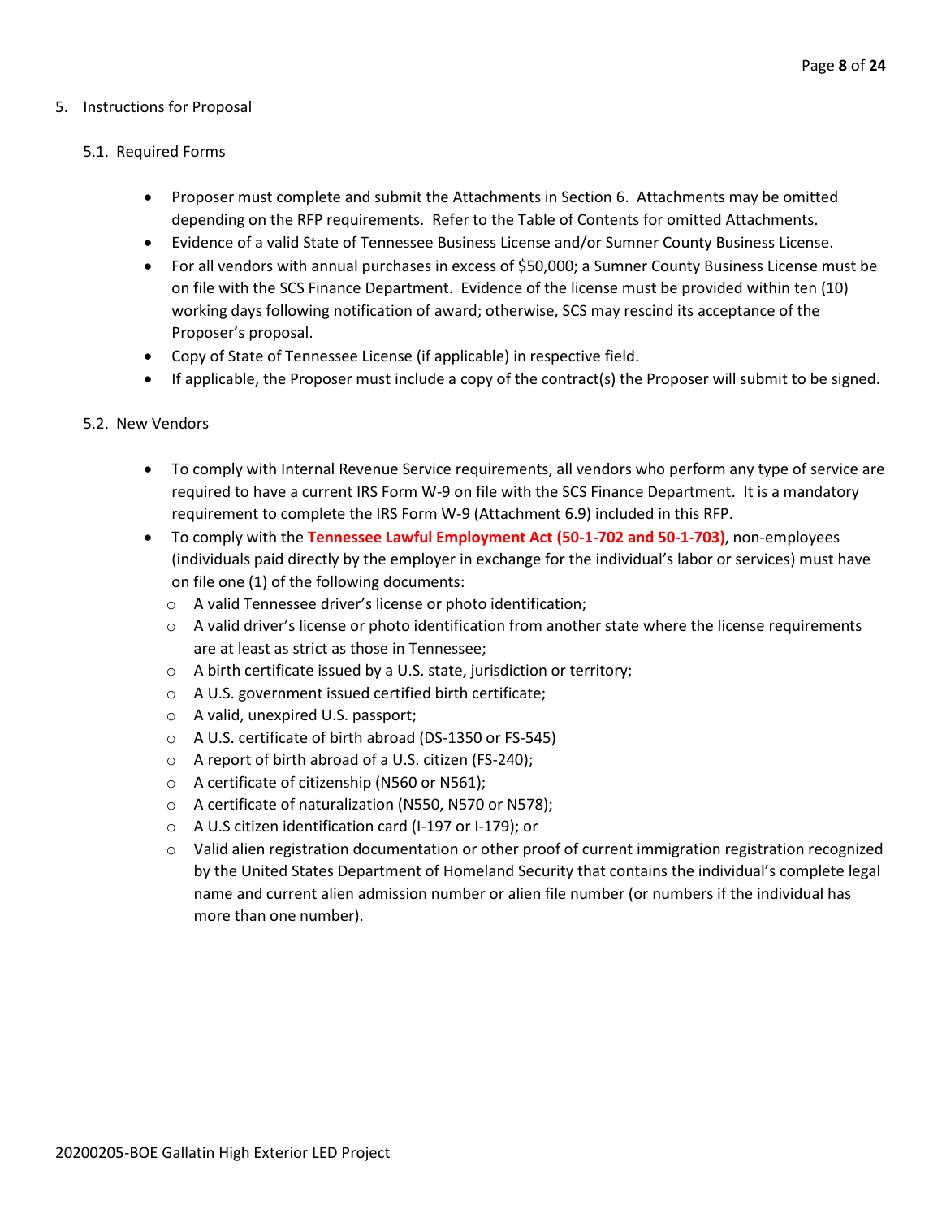## 5. Instructions for Proposal

### 5.1. Required Forms

- Proposer must complete and submit the Attachments in Section 6. Attachments may be omitted depending on the RFP requirements. Refer to the Table of Contents for omitted Attachments.
- Evidence of a valid State of Tennessee Business License and/or Sumner County Business License.
- For all vendors with annual purchases in excess of $50,000; a Sumner County Business License must be on file with the SCS Finance Department. Evidence of the license must be provided within ten (10) working days following notification of award; otherwise, SCS may rescind its acceptance of the Proposer's proposal.
- Copy of State of Tennessee License (if applicable) in respective field.
- If applicable, the Proposer must include a copy of the contract(s) the Proposer will submit to be signed.

### 5.2. New Vendors

- To comply with Internal Revenue Service requirements, all vendors who perform any type of service are required to have a current IRS Form W-9 on file with the SCS Finance Department. It is a mandatory requirement to complete the IRS Form W-9 (Attachment 6.9) included in this RFP.
- To comply with the **Tennessee Lawful Employment Act (50-1-702 and 50-1-703)**, non-employees (individuals paid directly by the employer in exchange for the individual's labor or services) must have on file one (1) of the following documents:
  - A valid Tennessee driver's license or photo identification;
  - A valid driver's license or photo identification from another state where the license requirements are at least as strict as those in Tennessee;
  - A birth certificate issued by a U.S. state, jurisdiction or territory;
  - A U.S. government issued certified birth certificate;
  - A valid, unexpired U.S. passport;
  - A U.S. certificate of birth abroad (DS-1350 or FS-545)
  - A report of birth abroad of a U.S. citizen (FS-240);
  - A certificate of citizenship (N560 or N561);
  - A certificate of naturalization (N550, N570 or N578);
  - A U.S citizen identification card (I-197 or I-179); or
  - Valid alien registration documentation or other proof of current immigration registration recognized by the United States Department of Homeland Security that contains the individual's complete legal name and current alien admission number or alien file number (or numbers if the individual has more than one number).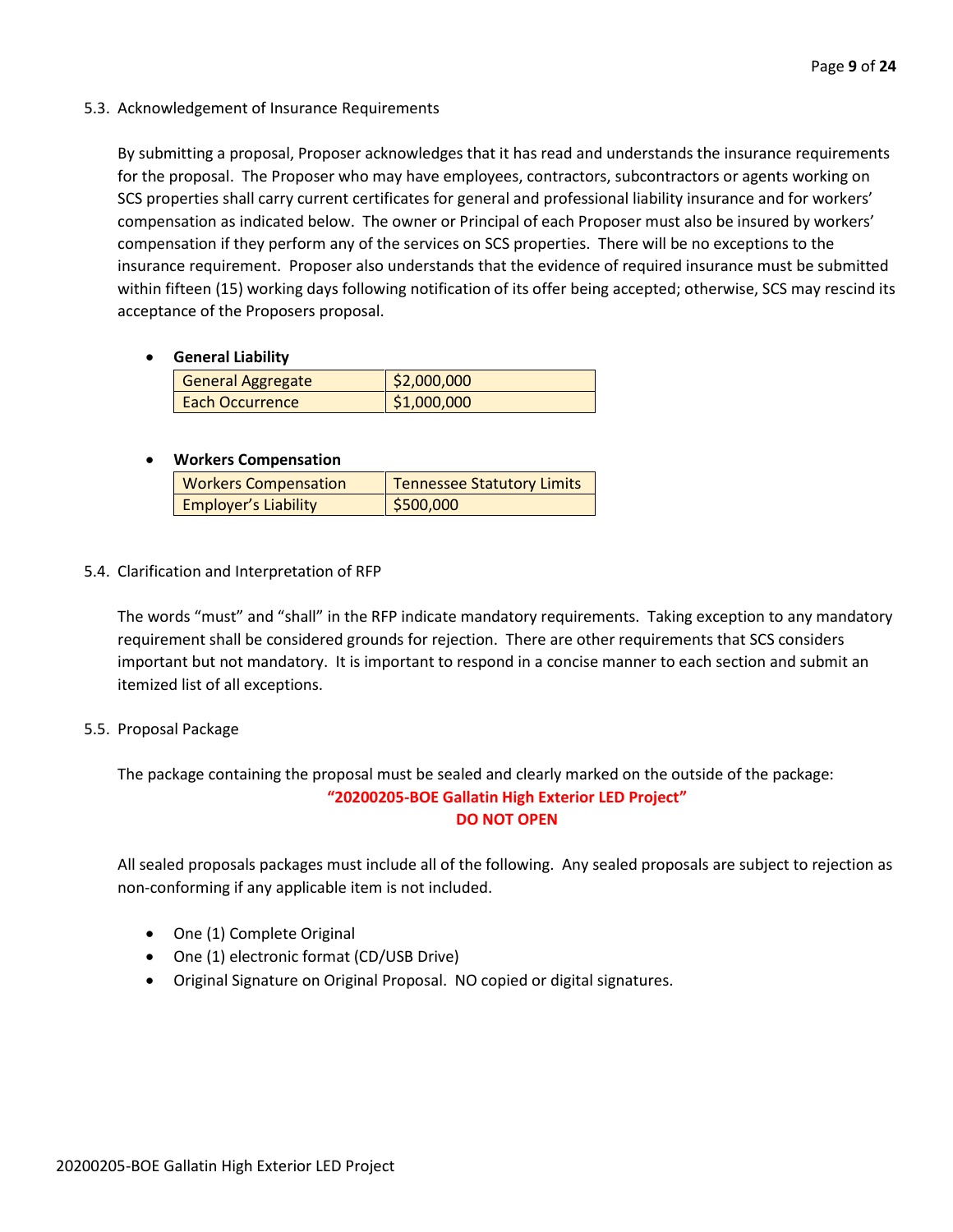### 5.3. Acknowledgement of Insurance Requirements

By submitting a proposal, Proposer acknowledges that it has read and understands the insurance requirements for the proposal. The Proposer who may have employees, contractors, subcontractors or agents working on SCS properties shall carry current certificates for general and professional liability insurance and for workers' compensation as indicated below. The owner or Principal of each Proposer must also be insured by workers' compensation if they perform any of the services on SCS properties. There will be no exceptions to the insurance requirement. Proposer also understands that the evidence of required insurance must be submitted within fifteen (15) working days following notification of its offer being accepted; otherwise, SCS may rescind its acceptance of the Proposers proposal.

- **General Liability**

| General Aggregate | $2,000,000 |
|---|---|
| Each Occurrence | $1,000,000 |

- **Workers Compensation**

| Workers Compensation | Tennessee Statutory Limits |
|---|---|
| Employer's Liability | $500,000 |

### 5.4. Clarification and Interpretation of RFP

The words "must" and "shall" in the RFP indicate mandatory requirements. Taking exception to any mandatory requirement shall be considered grounds for rejection. There are other requirements that SCS considers important but not mandatory. It is important to respond in a concise manner to each section and submit an itemized list of all exceptions.

### 5.5. Proposal Package

The package containing the proposal must be sealed and clearly marked on the outside of the package:

**"20200205-BOE Gallatin High Exterior LED Project"**
**DO NOT OPEN**

All sealed proposals packages must include all of the following. Any sealed proposals are subject to rejection as non-conforming if any applicable item is not included.

- One (1) Complete Original
- One (1) electronic format (CD/USB Drive)
- Original Signature on Original Proposal. NO copied or digital signatures.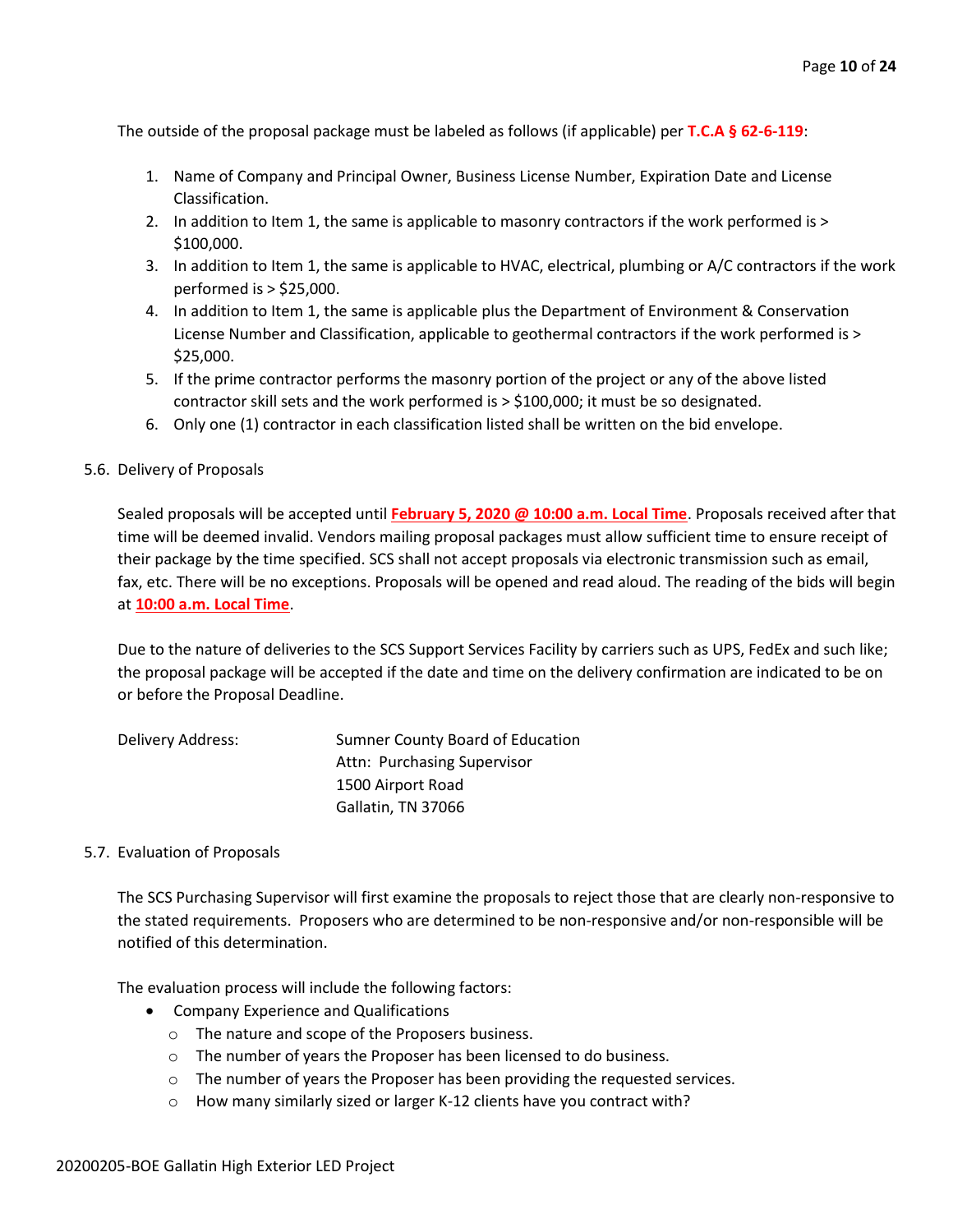The outside of the proposal package must be labeled as follows (if applicable) per **T.C.A § 62-6-119**:

1. Name of Company and Principal Owner, Business License Number, Expiration Date and License Classification.
2. In addition to Item 1, the same is applicable to masonry contractors if the work performed is > $100,000.
3. In addition to Item 1, the same is applicable to HVAC, electrical, plumbing or A/C contractors if the work performed is > $25,000.
4. In addition to Item 1, the same is applicable plus the Department of Environment & Conservation License Number and Classification, applicable to geothermal contractors if the work performed is > $25,000.
5. If the prime contractor performs the masonry portion of the project or any of the above listed contractor skill sets and the work performed is > $100,000; it must be so designated.
6. Only one (1) contractor in each classification listed shall be written on the bid envelope.

### 5.6. Delivery of Proposals

Sealed proposals will be accepted until **February 5, 2020 @ 10:00 a.m. Local Time**. Proposals received after that time will be deemed invalid. Vendors mailing proposal packages must allow sufficient time to ensure receipt of their package by the time specified. SCS shall not accept proposals via electronic transmission such as email, fax, etc. There will be no exceptions. Proposals will be opened and read aloud. The reading of the bids will begin at **10:00 a.m. Local Time**.

Due to the nature of deliveries to the SCS Support Services Facility by carriers such as UPS, FedEx and such like; the proposal package will be accepted if the date and time on the delivery confirmation are indicated to be on or before the Proposal Deadline.

Delivery Address:

Sumner County Board of Education
Attn: Purchasing Supervisor
1500 Airport Road
Gallatin, TN 37066

### 5.7. Evaluation of Proposals

The SCS Purchasing Supervisor will first examine the proposals to reject those that are clearly non-responsive to the stated requirements. Proposers who are determined to be non-responsive and/or non-responsible will be notified of this determination.

The evaluation process will include the following factors:

- Company Experience and Qualifications
  - The nature and scope of the Proposers business.
  - The number of years the Proposer has been licensed to do business.
  - The number of years the Proposer has been providing the requested services.
  - How many similarly sized or larger K-12 clients have you contract with?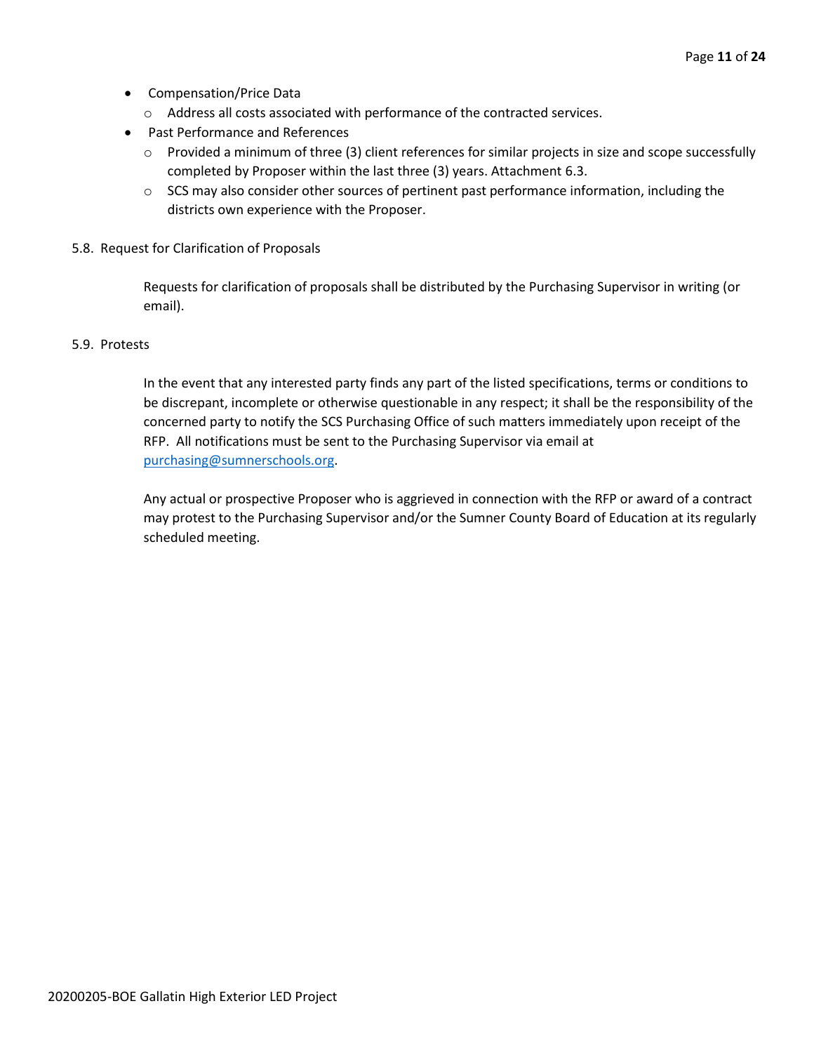- Compensation/Price Data
  - Address all costs associated with performance of the contracted services.
- Past Performance and References
  - Provided a minimum of three (3) client references for similar projects in size and scope successfully completed by Proposer within the last three (3) years. Attachment 6.3.
  - SCS may also consider other sources of pertinent past performance information, including the districts own experience with the Proposer.

5.8. Request for Clarification of Proposals

Requests for clarification of proposals shall be distributed by the Purchasing Supervisor in writing (or email).

5.9. Protests

In the event that any interested party finds any part of the listed specifications, terms or conditions to be discrepant, incomplete or otherwise questionable in any respect; it shall be the responsibility of the concerned party to notify the SCS Purchasing Office of such matters immediately upon receipt of the RFP. All notifications must be sent to the Purchasing Supervisor via email at [purchasing@sumnerschools.org](mailto:purchasing@sumnerschools.org).

Any actual or prospective Proposer who is aggrieved in connection with the RFP or award of a contract may protest to the Purchasing Supervisor and/or the Sumner County Board of Education at its regularly scheduled meeting.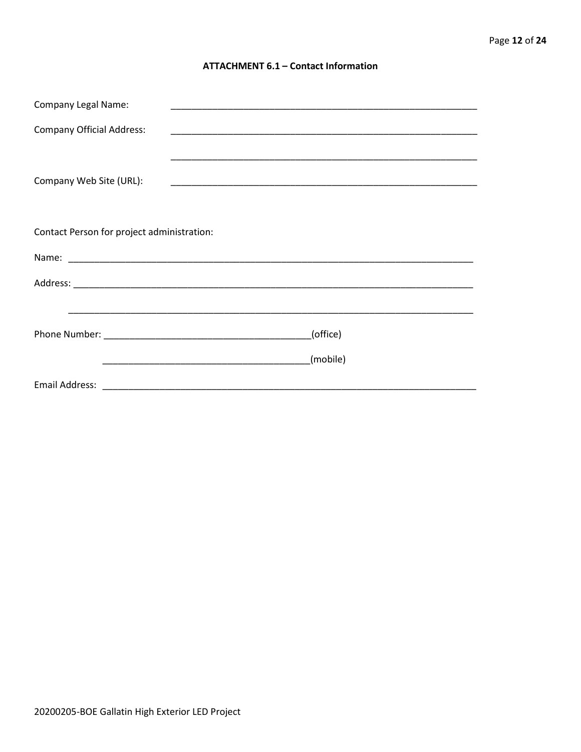### ATTACHMENT 6.1 – Contact Information

Company Legal Name: ____________________________________________________________

Company Official Address: ____________________________________________________________

____________________________________________________________

Company Web Site (URL): ____________________________________________________________

Contact Person for project administration:

Name: ________________________________________________________________________________

Address: ______________________________________________________________________________

________________________________________________________________________________

Phone Number: ________________________________________(office)

________________________________________(mobile)

Email Address: ___________________________________________________________________________

20200205-BOE Gallatin High Exterior LED Project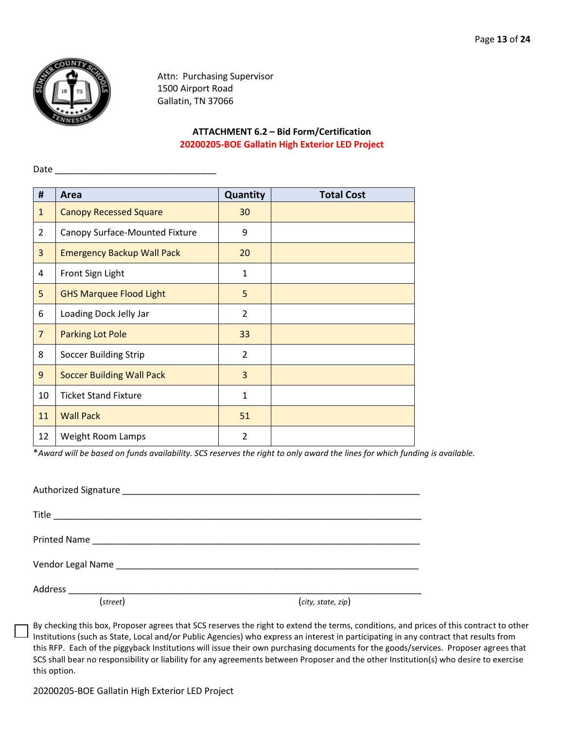Attn: Purchasing Supervisor
1500 Airport Road
Gallatin, TN 37066

**ATTACHMENT 6.2 – Bid Form/Certification**
**20200205-BOE Gallatin High Exterior LED Project**

Date ________________________________

| # | Area | Quantity | Total Cost |
|---|---|---|---|
| 1 | Canopy Recessed Square | 30 | |
| 2 | Canopy Surface-Mounted Fixture | 9 | |
| 3 | Emergency Backup Wall Pack | 20 | |
| 4 | Front Sign Light | 1 | |
| 5 | GHS Marquee Flood Light | 5 | |
| 6 | Loading Dock Jelly Jar | 2 | |
| 7 | Parking Lot Pole | 33 | |
| 8 | Soccer Building Strip | 2 | |
| 9 | Soccer Building Wall Pack | 3 | |
| 10 | Ticket Stand Fixture | 1 | |
| 11 | Wall Pack | 51 | |
| 12 | Weight Room Lamps | 2 | |

**Award will be based on funds availability. SCS reserves the right to only award the lines for which funding is available.*

Authorized Signature ____________________________________________________________

Title ____________________________________________________________

Printed Name ____________________________________________________________

Vendor Legal Name ____________________________________________________________

Address ____________________________________________________________
(*street*) (*city, state, zip*)

☐ By checking this box, Proposer agrees that SCS reserves the right to extend the terms, conditions, and prices of this contract to other Institutions (such as State, Local and/or Public Agencies) who express an interest in participating in any contract that results from this RFP. Each of the piggyback Institutions will issue their own purchasing documents for the goods/services. Proposer agrees that SCS shall bear no responsibility or liability for any agreements between Proposer and the other Institution(s) who desire to exercise this option.

20200205-BOE Gallatin High Exterior LED Project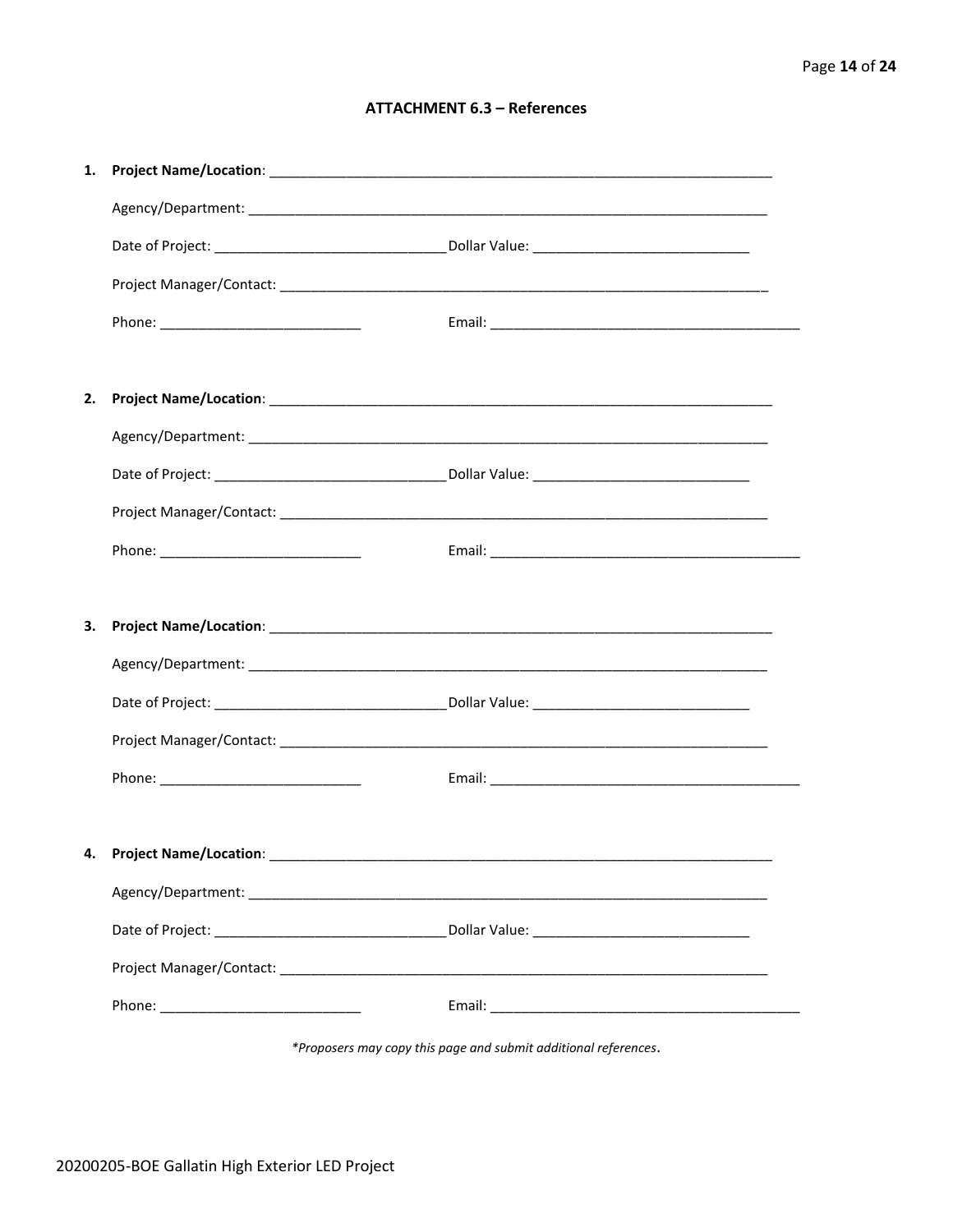### ATTACHMENT 6.3 – References

1. **Project Name/Location**: ____________________________________________________________________

   Agency/Department: ____________________________________________________________________

   Date of Project: ______________________________ Dollar Value: ____________________________

   Project Manager/Contact: _________________________________________________________________

   Phone: ___________________________ Email: _________________________________________

2. **Project Name/Location**: ____________________________________________________________________

   Agency/Department: ____________________________________________________________________

   Date of Project: ______________________________ Dollar Value: ____________________________

   Project Manager/Contact: _________________________________________________________________

   Phone: ___________________________ Email: _________________________________________

3. **Project Name/Location**: ____________________________________________________________________

   Agency/Department: ____________________________________________________________________

   Date of Project: ______________________________ Dollar Value: ____________________________

   Project Manager/Contact: _________________________________________________________________

   Phone: ___________________________ Email: _________________________________________

4. **Project Name/Location**: ____________________________________________________________________

   Agency/Department: ____________________________________________________________________

   Date of Project: ______________________________ Dollar Value: ____________________________

   Project Manager/Contact: _________________________________________________________________

   Phone: ___________________________ Email: _________________________________________

*\*Proposers may copy this page and submit additional references.*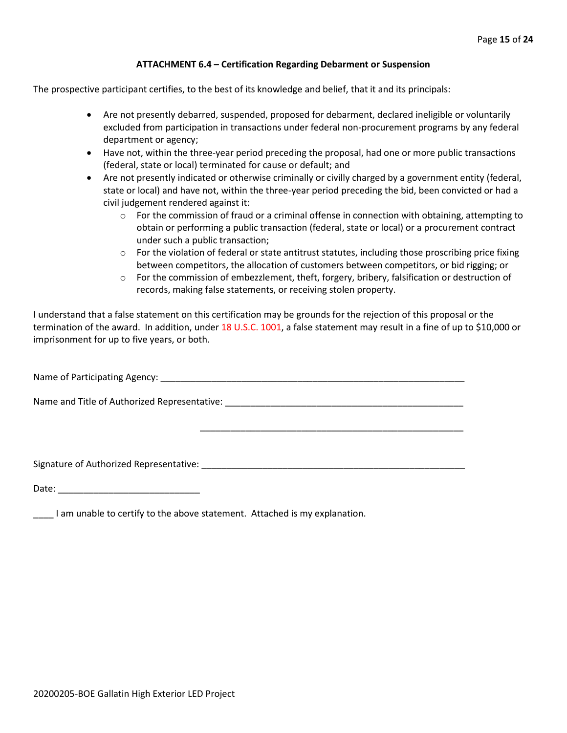### ATTACHMENT 6.4 – Certification Regarding Debarment or Suspension

The prospective participant certifies, to the best of its knowledge and belief, that it and its principals:

- Are not presently debarred, suspended, proposed for debarment, declared ineligible or voluntarily excluded from participation in transactions under federal non-procurement programs by any federal department or agency;
- Have not, within the three-year period preceding the proposal, had one or more public transactions (federal, state or local) terminated for cause or default; and
- Are not presently indicated or otherwise criminally or civilly charged by a government entity (federal, state or local) and have not, within the three-year period preceding the bid, been convicted or had a civil judgement rendered against it:
    - For the commission of fraud or a criminal offense in connection with obtaining, attempting to obtain or performing a public transaction (federal, state or local) or a procurement contract under such a public transaction;
    - For the violation of federal or state antitrust statutes, including those proscribing price fixing between competitors, the allocation of customers between competitors, or bid rigging; or
    - For the commission of embezzlement, theft, forgery, bribery, falsification or destruction of records, making false statements, or receiving stolen property.

I understand that a false statement on this certification may be grounds for the rejection of this proposal or the termination of the award. In addition, under 18 U.S.C. 1001, a false statement may result in a fine of up to $10,000 or imprisonment for up to five years, or both.

Name of Participating Agency: ______________________________________________________________

Name and Title of Authorized Representative: ___________________________________________________

_____________________________________________________

Signature of Authorized Representative: _____________________________________________________

Date: ____________________________

____ I am unable to certify to the above statement. Attached is my explanation.

20200205-BOE Gallatin High Exterior LED Project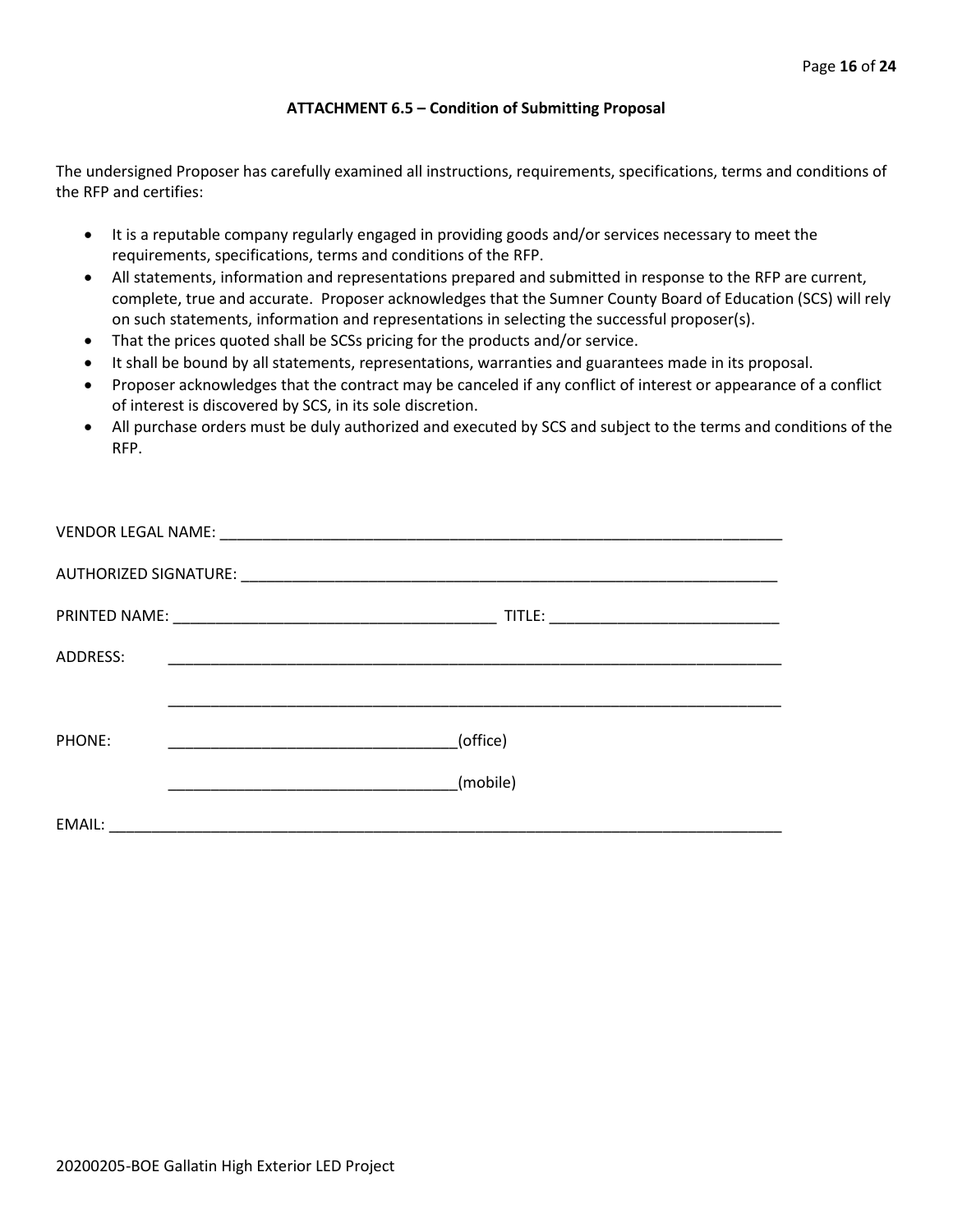### ATTACHMENT 6.5 – Condition of Submitting Proposal

The undersigned Proposer has carefully examined all instructions, requirements, specifications, terms and conditions of the RFP and certifies:

- It is a reputable company regularly engaged in providing goods and/or services necessary to meet the requirements, specifications, terms and conditions of the RFP.
- All statements, information and representations prepared and submitted in response to the RFP are current, complete, true and accurate. Proposer acknowledges that the Sumner County Board of Education (SCS) will rely on such statements, information and representations in selecting the successful proposer(s).
- That the prices quoted shall be SCSs pricing for the products and/or service.
- It shall be bound by all statements, representations, warranties and guarantees made in its proposal.
- Proposer acknowledges that the contract may be canceled if any conflict of interest or appearance of a conflict of interest is discovered by SCS, in its sole discretion.
- All purchase orders must be duly authorized and executed by SCS and subject to the terms and conditions of the RFP.

VENDOR LEGAL NAME: ____________________________________________________________________

AUTHORIZED SIGNATURE: ________________________________________________________________

PRINTED NAME: ______________________________________ TITLE: ___________________________

ADDRESS: _________________________________________________________________________

_________________________________________________________________________

PHONE: _________________________________(office)

_________________________________(mobile)

EMAIL: ___________________________________________________________________________

20200205-BOE Gallatin High Exterior LED Project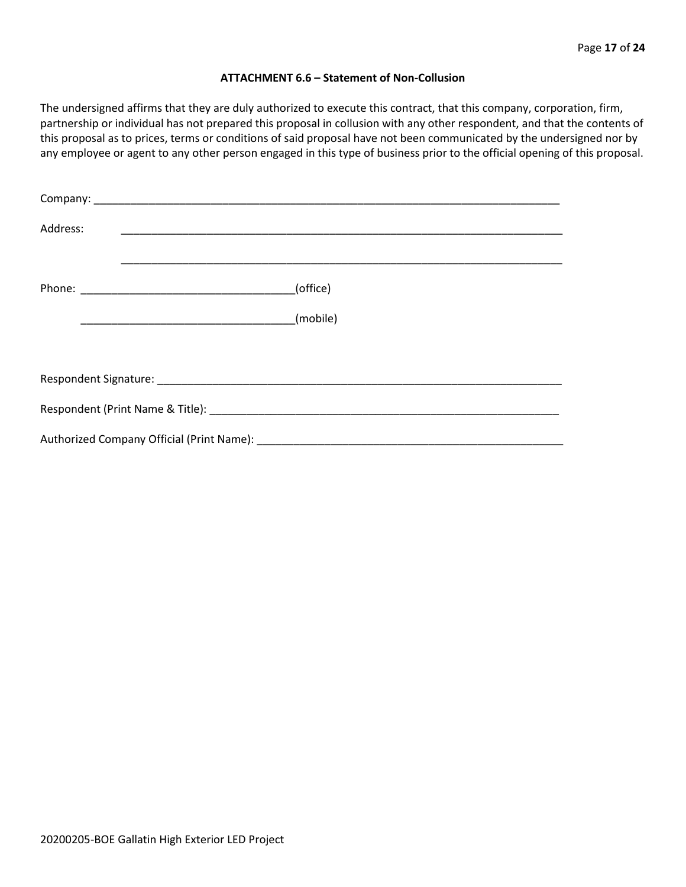### ATTACHMENT 6.6 – Statement of Non-Collusion

The undersigned affirms that they are duly authorized to execute this contract, that this company, corporation, firm, partnership or individual has not prepared this proposal in collusion with any other respondent, and that the contents of this proposal as to prices, terms or conditions of said proposal have not been communicated by the undersigned nor by any employee or agent to any other person engaged in this type of business prior to the official opening of this proposal.

Company: ______________________________________________________________________________

Address: ______________________________________________________________________________

______________________________________________________________________________

Phone: ___________________________________(office)

___________________________________(mobile)

Respondent Signature: __________________________________________________________________

Respondent (Print Name & Title): ________________________________________________________

Authorized Company Official (Print Name): _________________________________________________

20200205-BOE Gallatin High Exterior LED Project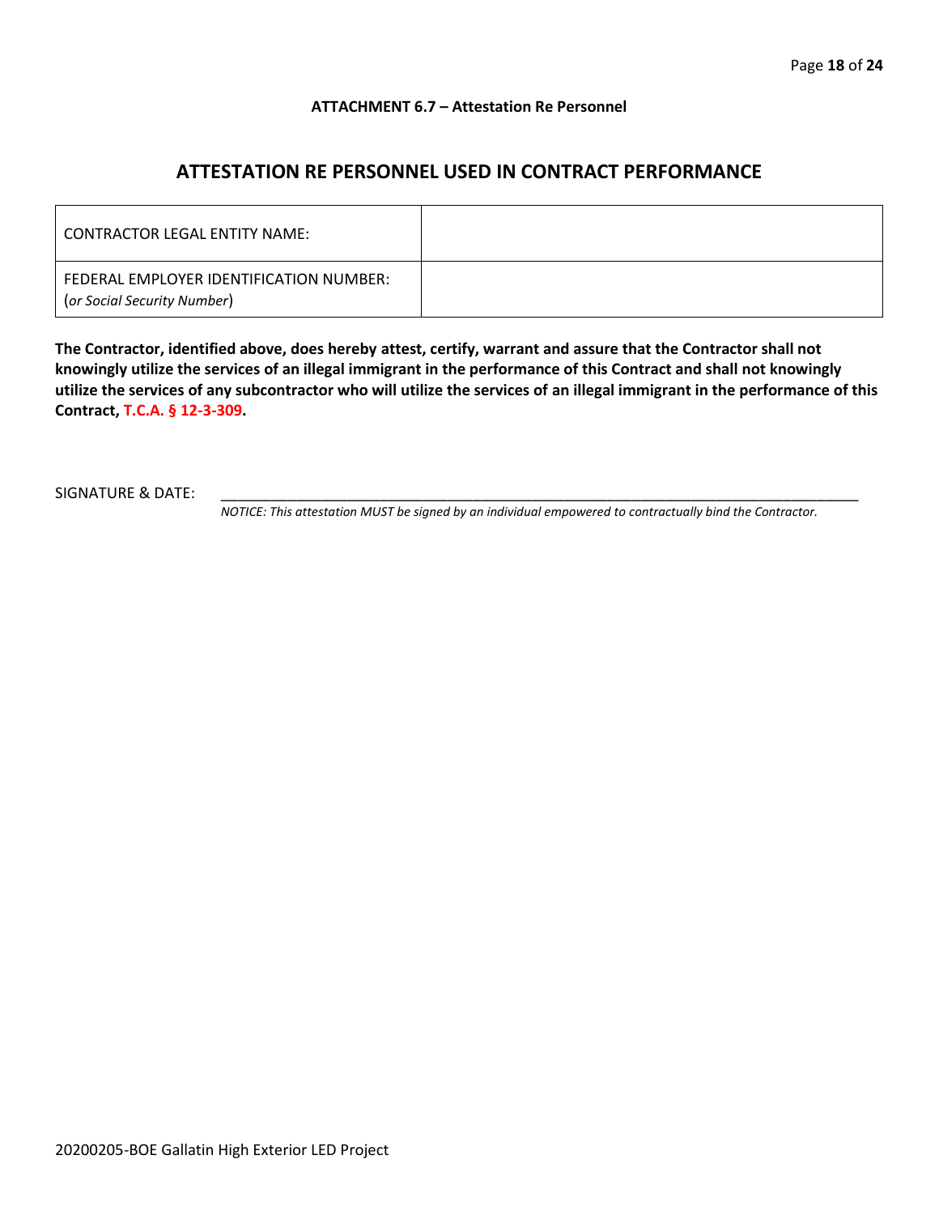**ATTACHMENT 6.7 – Attestation Re Personnel**

## ATTESTATION RE PERSONNEL USED IN CONTRACT PERFORMANCE

| CONTRACTOR LEGAL ENTITY NAME: | |
|---|---|
| FEDERAL EMPLOYER IDENTIFICATION NUMBER: (*or Social Security Number*) | |

**The Contractor, identified above, does hereby attest, certify, warrant and assure that the Contractor shall not knowingly utilize the services of an illegal immigrant in the performance of this Contract and shall not knowingly utilize the services of any subcontractor who will utilize the services of an illegal immigrant in the performance of this Contract, T.C.A. § 12-3-309.**

SIGNATURE & DATE: ______________________________________________________________________________

*NOTICE: This attestation MUST be signed by an individual empowered to contractually bind the Contractor.*

20200205-BOE Gallatin High Exterior LED Project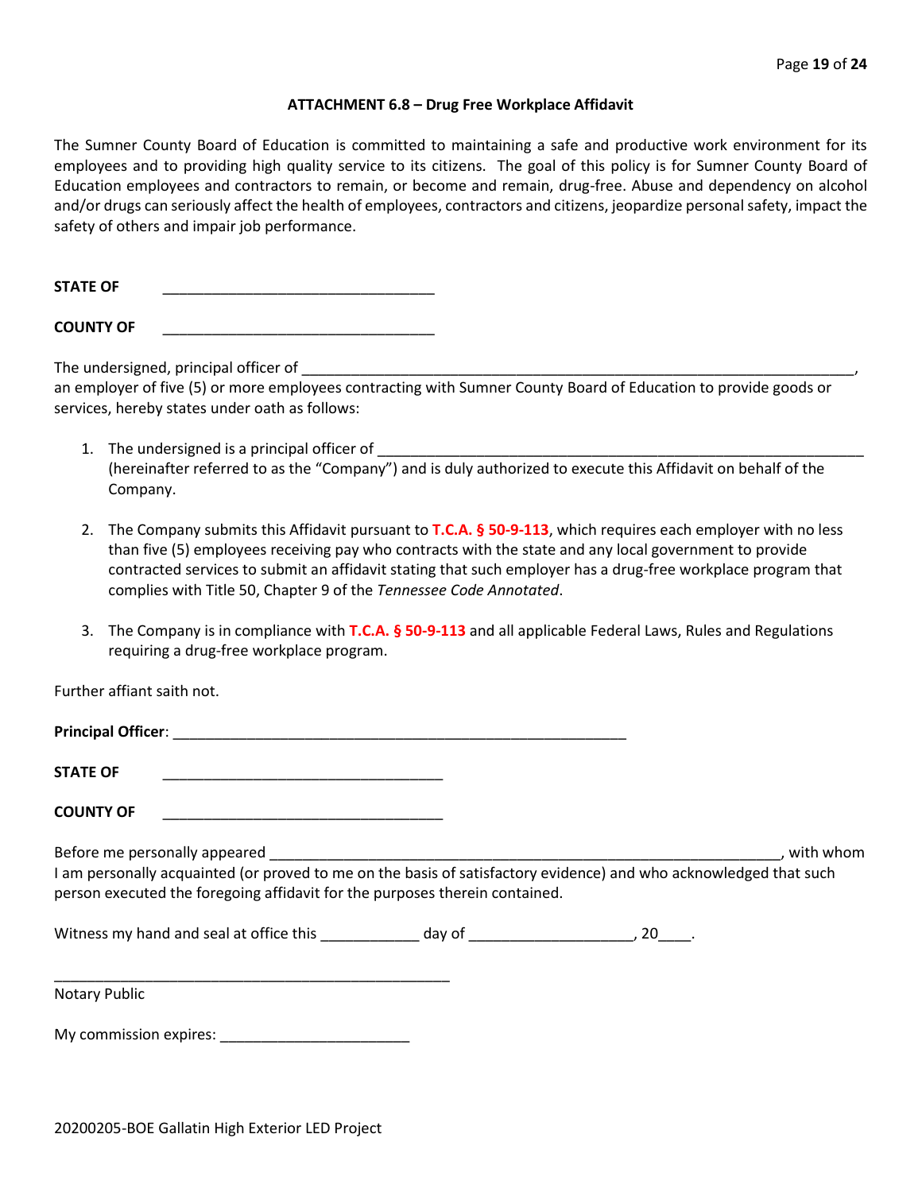**ATTACHMENT 6.8 – Drug Free Workplace Affidavit**

The Sumner County Board of Education is committed to maintaining a safe and productive work environment for its employees and to providing high quality service to its citizens. The goal of this policy is for Sumner County Board of Education employees and contractors to remain, or become and remain, drug-free. Abuse and dependency on alcohol and/or drugs can seriously affect the health of employees, contractors and citizens, jeopardize personal safety, impact the safety of others and impair job performance.

**STATE OF** ________________________________

**COUNTY OF** ________________________________

The undersigned, principal officer of __________________________________________________________________, an employer of five (5) or more employees contracting with Sumner County Board of Education to provide goods or services, hereby states under oath as follows:

1. The undersigned is a principal officer of ________________________________________________________ (hereinafter referred to as the "Company") and is duly authorized to execute this Affidavit on behalf of the Company.

2. The Company submits this Affidavit pursuant to **T.C.A. § 50-9-113**, which requires each employer with no less than five (5) employees receiving pay who contracts with the state and any local government to provide contracted services to submit an affidavit stating that such employer has a drug-free workplace program that complies with Title 50, Chapter 9 of the *Tennessee Code Annotated*.

3. The Company is in compliance with **T.C.A. § 50-9-113** and all applicable Federal Laws, Rules and Regulations requiring a drug-free workplace program.

Further affiant saith not.

**Principal Officer**: ______________________________________________________

**STATE OF** __________________________________

**COUNTY OF** __________________________________

Before me personally appeared ____________________________________________________________, with whom I am personally acquainted (or proved to me on the basis of satisfactory evidence) and who acknowledged that such person executed the foregoing affidavit for the purposes therein contained.

Witness my hand and seal at office this ____________ day of ____________________, 20____.

_______________________________________________
Notary Public

My commission expires: _______________________

20200205-BOE Gallatin High Exterior LED Project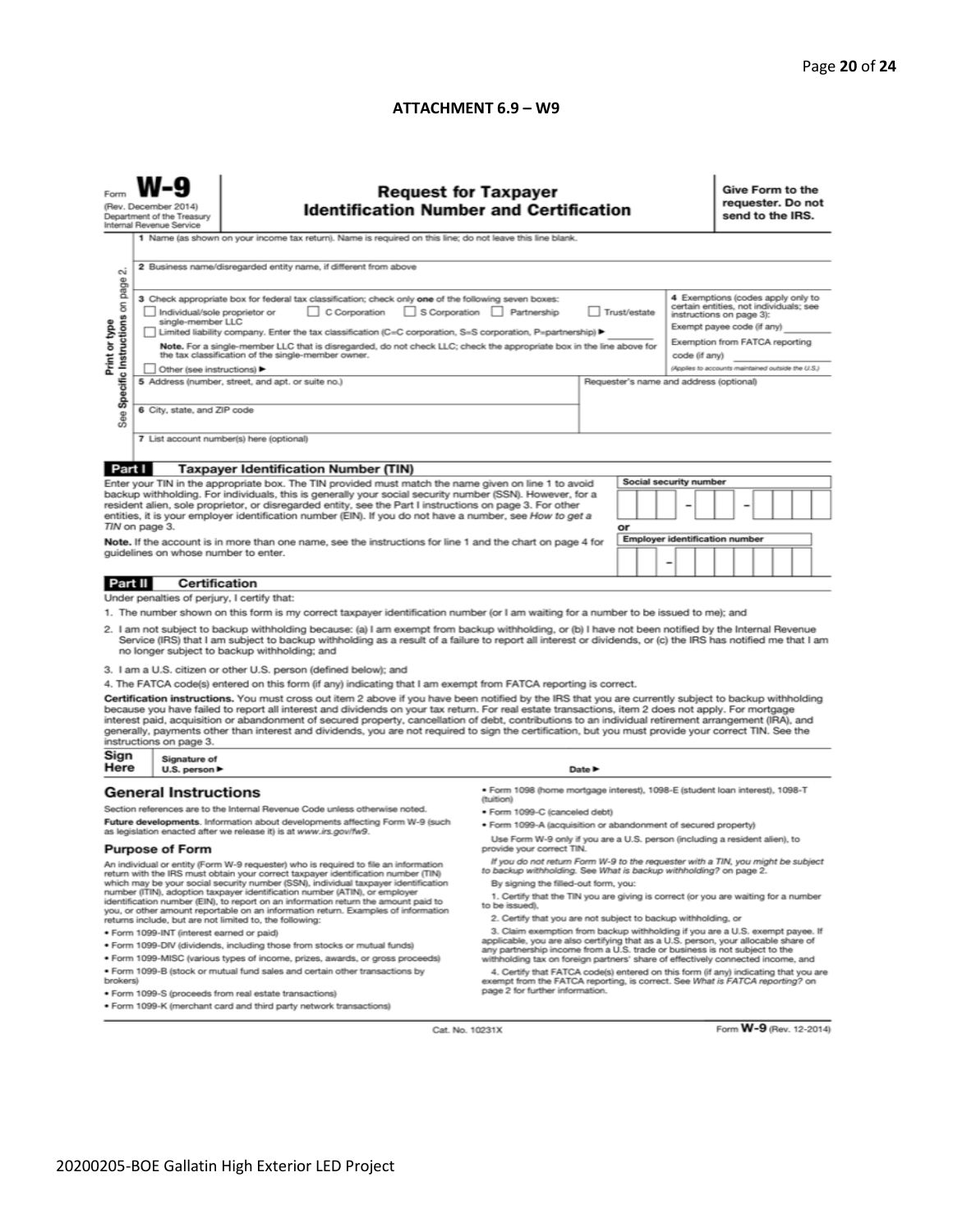**ATTACHMENT 6.9 – W9**

Form **W-9**
(Rev. December 2014)
Department of the Treasury
Internal Revenue Service

## Request for Taxpayer Identification Number and Certification

**Give Form to the requester. Do not send to the IRS.**

Print or type
See Specific Instructions on page 2.

1 Name (as shown on your income tax return). Name is required on this line; do not leave this line blank.

2 Business name/disregarded entity name, if different from above

3 Check appropriate box for federal tax classification; check only **one** of the following seven boxes:

- ☐ Individual/sole proprietor or single-member LLC
- ☐ C Corporation
- ☐ S Corporation
- ☐ Partnership
- ☐ Trust/estate
- ☐ Limited liability company. Enter the tax classification (C=C corporation, S=S corporation, P=partnership) ► ________

**Note.** For a single-member LLC that is disregarded, do not check LLC; check the appropriate box in the line above for the tax classification of the single-member owner.

- ☐ Other (see instructions) ►

**4** Exemptions (codes apply only to certain entities, not individuals; see instructions on page 3):

Exempt payee code (if any) ________

Exemption from FATCA reporting code (if any) ________

*(Applies to accounts maintained outside the U.S.)*

5 Address (number, street, and apt. or suite no.)

Requester's name and address (optional)

6 City, state, and ZIP code

7 List account number(s) here (optional)

### Part I Taxpayer Identification Number (TIN)

Enter your TIN in the appropriate box. The TIN provided must match the name given on line 1 to avoid backup withholding. For individuals, this is generally your social security number (SSN). However, for a resident alien, sole proprietor, or disregarded entity, see the Part I instructions on page 3. For other entities, it is your employer identification number (EIN). If you do not have a number, see *How to get a TIN* on page 3.

**Note.** If the account is in more than one name, see the instructions for line 1 and the chart on page 4 for guidelines on whose number to enter.

**Social security number** ☐☐☐ – ☐☐ – ☐☐☐☐

**or**

**Employer identification number** ☐☐ – ☐☐☐☐☐☐☐

### Part II Certification

Under penalties of perjury, I certify that:

1. The number shown on this form is my correct taxpayer identification number (or I am waiting for a number to be issued to me); and
2. I am not subject to backup withholding because: (a) I am exempt from backup withholding, or (b) I have not been notified by the Internal Revenue Service (IRS) that I am subject to backup withholding as a result of a failure to report all interest or dividends, or (c) the IRS has notified me that I am no longer subject to backup withholding; and
3. I am a U.S. citizen or other U.S. person (defined below); and
4. The FATCA code(s) entered on this form (if any) indicating that I am exempt from FATCA reporting is correct.

**Certification instructions.** You must cross out item 2 above if you have been notified by the IRS that you are currently subject to backup withholding because you have failed to report all interest and dividends on your tax return. For real estate transactions, item 2 does not apply. For mortgage interest paid, acquisition or abandonment of secured property, cancellation of debt, contributions to an individual retirement arrangement (IRA), and generally, payments other than interest and dividends, you are not required to sign the certification, but you must provide your correct TIN. See the instructions on page 3.

**Sign Here** Signature of U.S. person ► Date ►

## General Instructions

Section references are to the Internal Revenue Code unless otherwise noted.

**Future developments.** Information about developments affecting Form W-9 (such as legislation enacted after we release it) is at *www.irs.gov/fw9*.

### Purpose of Form

An individual or entity (Form W-9 requester) who is required to file an information return with the IRS must obtain your correct taxpayer identification number (TIN) which may be your social security number (SSN), individual taxpayer identification number (ITIN), adoption taxpayer identification number (ATIN), or employer identification number (EIN), to report on an information return the amount paid to you, or other amount reportable on an information return. Examples of information returns include, but are not limited to, the following:

- Form 1099-INT (interest earned or paid)
- Form 1099-DIV (dividends, including those from stocks or mutual funds)
- Form 1099-MISC (various types of income, prizes, awards, or gross proceeds)
- Form 1099-B (stock or mutual fund sales and certain other transactions by brokers)
- Form 1099-S (proceeds from real estate transactions)
- Form 1099-K (merchant card and third party network transactions)
- Form 1098 (home mortgage interest), 1098-E (student loan interest), 1098-T (tuition)
- Form 1099-C (canceled debt)
- Form 1099-A (acquisition or abandonment of secured property)

Use Form W-9 only if you are a U.S. person (including a resident alien), to provide your correct TIN.

*If you do not return Form W-9 to the requester with a TIN, you might be subject to backup withholding. See What is backup withholding? on page 2.*

By signing the filled-out form, you:

1. Certify that the TIN you are giving is correct (or you are waiting for a number to be issued),
2. Certify that you are not subject to backup withholding, or
3. Claim exemption from backup withholding if you are a U.S. exempt payee. If applicable, you are also certifying that as a U.S. person, your allocable share of any partnership income from a U.S. trade or business is not subject to the withholding tax on foreign partners' share of effectively connected income, and
4. Certify that FATCA code(s) entered on this form (if any) indicating that you are exempt from the FATCA reporting, is correct. See *What is FATCA reporting?* on page 2 for further information.

Cat. No. 10231X

Form **W-9** (Rev. 12-2014)

20200205-BOE Gallatin High Exterior LED Project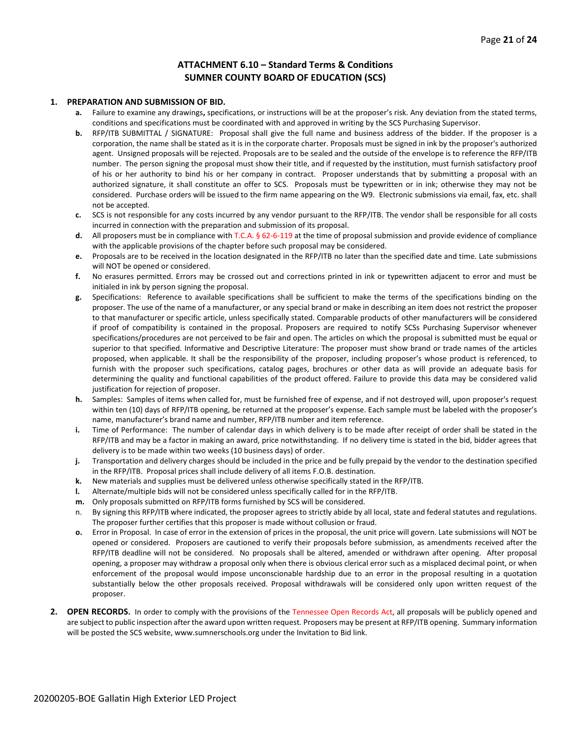## ATTACHMENT 6.10 – Standard Terms & Conditions
## SUMNER COUNTY BOARD OF EDUCATION (SCS)

1. **PREPARATION AND SUBMISSION OF BID.**
   - **a.** Failure to examine any drawings**,** specifications, or instructions will be at the proposer's risk. Any deviation from the stated terms, conditions and specifications must be coordinated with and approved in writing by the SCS Purchasing Supervisor.
   - **b.** RFP/ITB SUBMITTAL / SIGNATURE: Proposal shall give the full name and business address of the bidder. If the proposer is a corporation, the name shall be stated as it is in the corporate charter. Proposals must be signed in ink by the proposer's authorized agent. Unsigned proposals will be rejected. Proposals are to be sealed and the outside of the envelope is to reference the RFP/ITB number. The person signing the proposal must show their title, and if requested by the institution, must furnish satisfactory proof of his or her authority to bind his or her company in contract. Proposer understands that by submitting a proposal with an authorized signature, it shall constitute an offer to SCS. Proposals must be typewritten or in ink; otherwise they may not be considered. Purchase orders will be issued to the firm name appearing on the W9. Electronic submissions via email, fax, etc. shall not be accepted.
   - **c.** SCS is not responsible for any costs incurred by any vendor pursuant to the RFP/ITB. The vendor shall be responsible for all costs incurred in connection with the preparation and submission of its proposal.
   - **d.** All proposers must be in compliance with T.C.A. § 62-6-119 at the time of proposal submission and provide evidence of compliance with the applicable provisions of the chapter before such proposal may be considered.
   - **e.** Proposals are to be received in the location designated in the RFP/ITB no later than the specified date and time. Late submissions will NOT be opened or considered.
   - **f.** No erasures permitted. Errors may be crossed out and corrections printed in ink or typewritten adjacent to error and must be initialed in ink by person signing the proposal.
   - **g.** Specifications: Reference to available specifications shall be sufficient to make the terms of the specifications binding on the proposer. The use of the name of a manufacturer, or any special brand or make in describing an item does not restrict the proposer to that manufacturer or specific article, unless specifically stated. Comparable products of other manufacturers will be considered if proof of compatibility is contained in the proposal. Proposers are required to notify SCSs Purchasing Supervisor whenever specifications/procedures are not perceived to be fair and open. The articles on which the proposal is submitted must be equal or superior to that specified. Informative and Descriptive Literature: The proposer must show brand or trade names of the articles proposed, when applicable. It shall be the responsibility of the proposer, including proposer's whose product is referenced, to furnish with the proposer such specifications, catalog pages, brochures or other data as will provide an adequate basis for determining the quality and functional capabilities of the product offered. Failure to provide this data may be considered valid justification for rejection of proposer.
   - **h.** Samples: Samples of items when called for, must be furnished free of expense, and if not destroyed will, upon proposer's request within ten (10) days of RFP/ITB opening, be returned at the proposer's expense. Each sample must be labeled with the proposer's name, manufacturer's brand name and number, RFP/ITB number and item reference.
   - **i.** Time of Performance: The number of calendar days in which delivery is to be made after receipt of order shall be stated in the RFP/ITB and may be a factor in making an award, price notwithstanding. If no delivery time is stated in the bid, bidder agrees that delivery is to be made within two weeks (10 business days) of order.
   - **j.** Transportation and delivery charges should be included in the price and be fully prepaid by the vendor to the destination specified in the RFP/ITB. Proposal prices shall include delivery of all items F.O.B. destination.
   - **k.** New materials and supplies must be delivered unless otherwise specifically stated in the RFP/ITB.
   - **l.** Alternate/multiple bids will not be considered unless specifically called for in the RFP/ITB.
   - **m.** Only proposals submitted on RFP/ITB forms furnished by SCS will be considered.
   - n. By signing this RFP/ITB where indicated, the proposer agrees to strictly abide by all local, state and federal statutes and regulations. The proposer further certifies that this proposer is made without collusion or fraud.
   - **o.** Error in Proposal. In case of error in the extension of prices in the proposal, the unit price will govern. Late submissions will NOT be opened or considered. Proposers are cautioned to verify their proposals before submission, as amendments received after the RFP/ITB deadline will not be considered. No proposals shall be altered, amended or withdrawn after opening. After proposal opening, a proposer may withdraw a proposal only when there is obvious clerical error such as a misplaced decimal point, or when enforcement of the proposal would impose unconscionable hardship due to an error in the proposal resulting in a quotation substantially below the other proposals received. Proposal withdrawals will be considered only upon written request of the proposer.

2. **OPEN RECORDS.** In order to comply with the provisions of the Tennessee Open Records Act, all proposals will be publicly opened and are subject to public inspection after the award upon written request. Proposers may be present at RFP/ITB opening. Summary information will be posted the SCS website, www.sumnerschools.org under the Invitation to Bid link.

20200205-BOE Gallatin High Exterior LED Project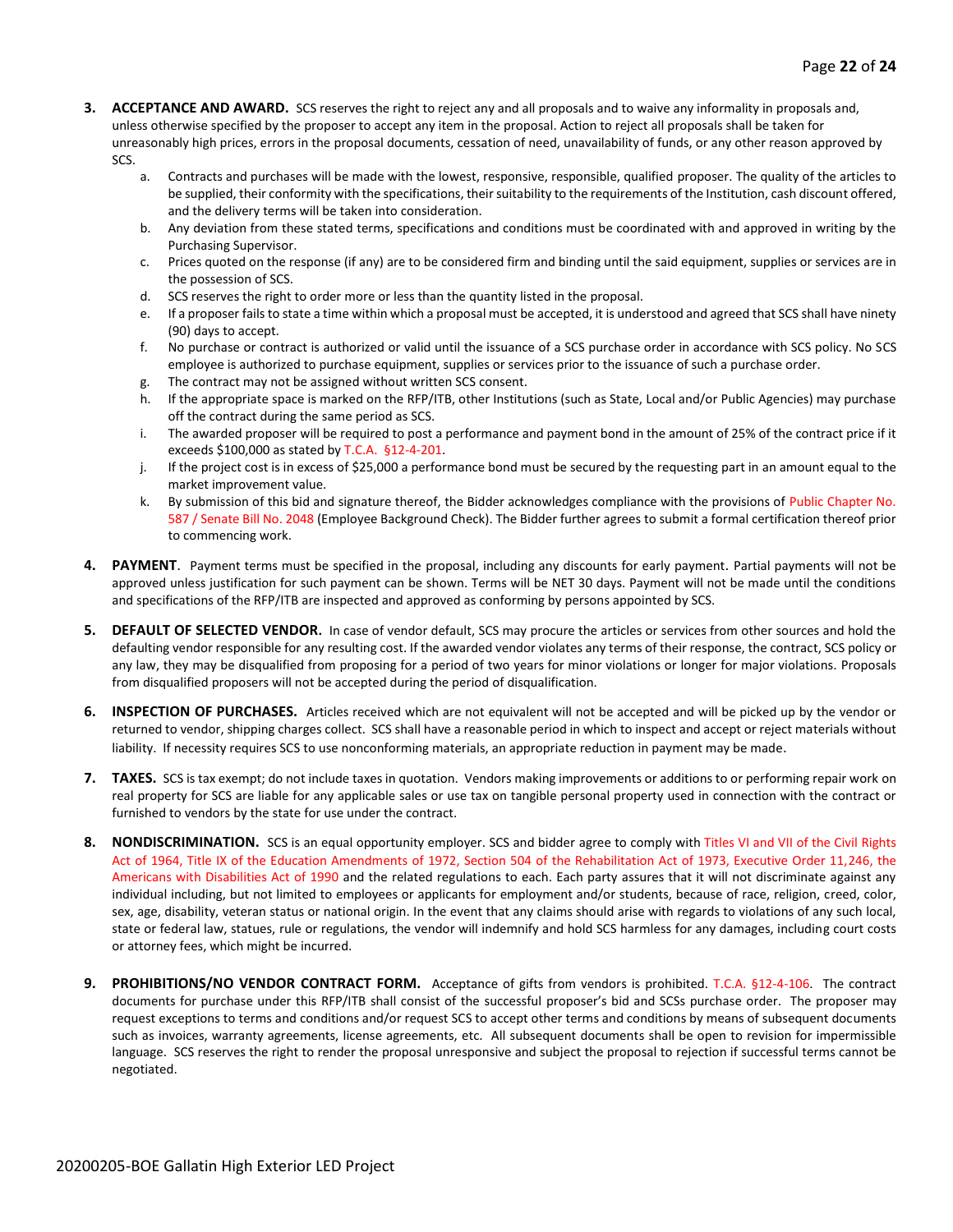3. **ACCEPTANCE AND AWARD.** SCS reserves the right to reject any and all proposals and to waive any informality in proposals and, unless otherwise specified by the proposer to accept any item in the proposal. Action to reject all proposals shall be taken for unreasonably high prices, errors in the proposal documents, cessation of need, unavailability of funds, or any other reason approved by SCS.
   a. Contracts and purchases will be made with the lowest, responsive, responsible, qualified proposer. The quality of the articles to be supplied, their conformity with the specifications, their suitability to the requirements of the Institution, cash discount offered, and the delivery terms will be taken into consideration.
   b. Any deviation from these stated terms, specifications and conditions must be coordinated with and approved in writing by the Purchasing Supervisor.
   c. Prices quoted on the response (if any) are to be considered firm and binding until the said equipment, supplies or services are in the possession of SCS.
   d. SCS reserves the right to order more or less than the quantity listed in the proposal.
   e. If a proposer fails to state a time within which a proposal must be accepted, it is understood and agreed that SCS shall have ninety (90) days to accept.
   f. No purchase or contract is authorized or valid until the issuance of a SCS purchase order in accordance with SCS policy. No SCS employee is authorized to purchase equipment, supplies or services prior to the issuance of such a purchase order.
   g. The contract may not be assigned without written SCS consent.
   h. If the appropriate space is marked on the RFP/ITB, other Institutions (such as State, Local and/or Public Agencies) may purchase off the contract during the same period as SCS.
   i. The awarded proposer will be required to post a performance and payment bond in the amount of 25% of the contract price if it exceeds $100,000 as stated by T.C.A. §12-4-201.
   j. If the project cost is in excess of $25,000 a performance bond must be secured by the requesting part in an amount equal to the market improvement value.
   k. By submission of this bid and signature thereof, the Bidder acknowledges compliance with the provisions of Public Chapter No. 587 / Senate Bill No. 2048 (Employee Background Check). The Bidder further agrees to submit a formal certification thereof prior to commencing work.

4. **PAYMENT**. Payment terms must be specified in the proposal, including any discounts for early payment. Partial payments will not be approved unless justification for such payment can be shown. Terms will be NET 30 days. Payment will not be made until the conditions and specifications of the RFP/ITB are inspected and approved as conforming by persons appointed by SCS.

5. **DEFAULT OF SELECTED VENDOR.** In case of vendor default, SCS may procure the articles or services from other sources and hold the defaulting vendor responsible for any resulting cost. If the awarded vendor violates any terms of their response, the contract, SCS policy or any law, they may be disqualified from proposing for a period of two years for minor violations or longer for major violations. Proposals from disqualified proposers will not be accepted during the period of disqualification.

6. **INSPECTION OF PURCHASES.** Articles received which are not equivalent will not be accepted and will be picked up by the vendor or returned to vendor, shipping charges collect. SCS shall have a reasonable period in which to inspect and accept or reject materials without liability. If necessity requires SCS to use nonconforming materials, an appropriate reduction in payment may be made.

7. **TAXES.** SCS is tax exempt; do not include taxes in quotation. Vendors making improvements or additions to or performing repair work on real property for SCS are liable for any applicable sales or use tax on tangible personal property used in connection with the contract or furnished to vendors by the state for use under the contract.

8. **NONDISCRIMINATION.** SCS is an equal opportunity employer. SCS and bidder agree to comply with Titles VI and VII of the Civil Rights Act of 1964, Title IX of the Education Amendments of 1972, Section 504 of the Rehabilitation Act of 1973, Executive Order 11,246, the Americans with Disabilities Act of 1990 and the related regulations to each. Each party assures that it will not discriminate against any individual including, but not limited to employees or applicants for employment and/or students, because of race, religion, creed, color, sex, age, disability, veteran status or national origin. In the event that any claims should arise with regards to violations of any such local, state or federal law, statues, rule or regulations, the vendor will indemnify and hold SCS harmless for any damages, including court costs or attorney fees, which might be incurred.

9. **PROHIBITIONS/NO VENDOR CONTRACT FORM.** Acceptance of gifts from vendors is prohibited. T.C.A. §12-4-106. The contract documents for purchase under this RFP/ITB shall consist of the successful proposer's bid and SCSs purchase order. The proposer may request exceptions to terms and conditions and/or request SCS to accept other terms and conditions by means of subsequent documents such as invoices, warranty agreements, license agreements, etc. All subsequent documents shall be open to revision for impermissible language. SCS reserves the right to render the proposal unresponsive and subject the proposal to rejection if successful terms cannot be negotiated.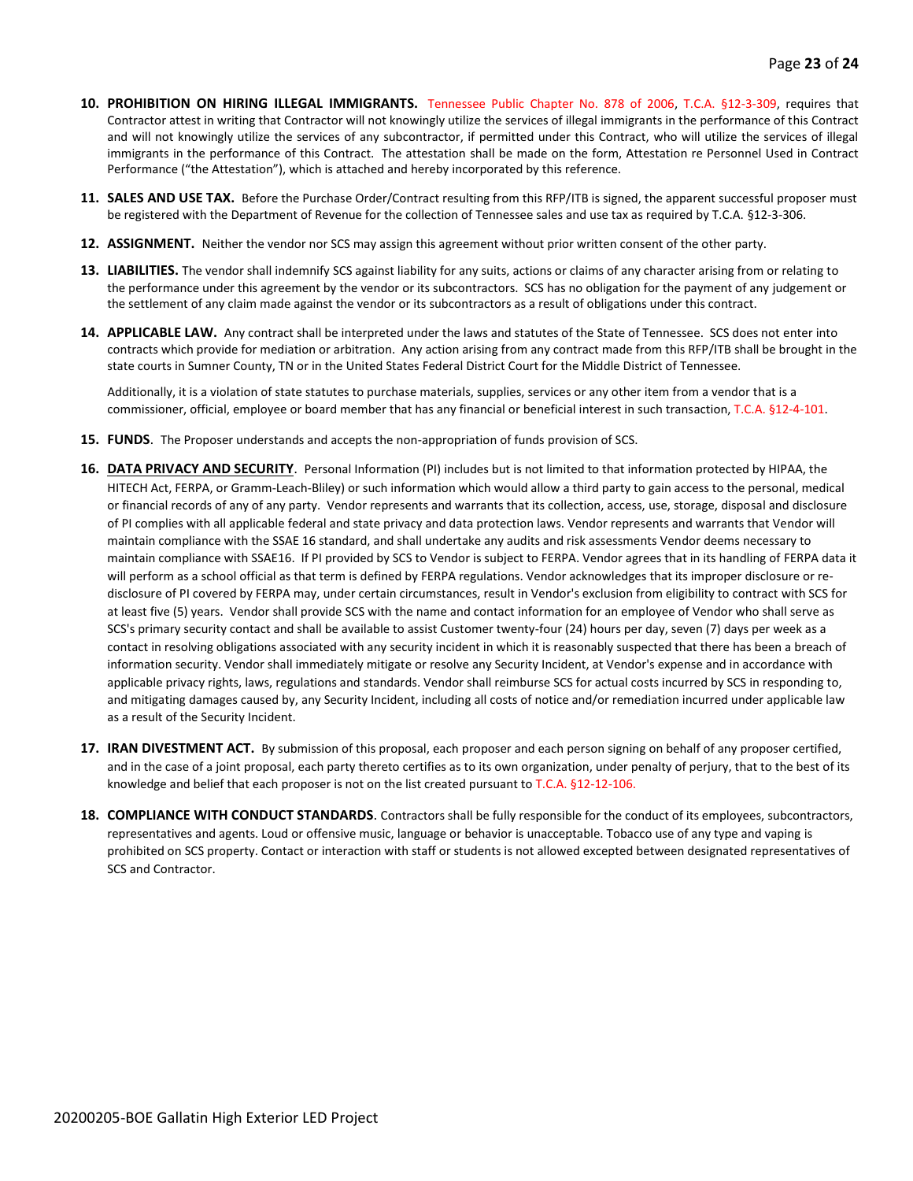10. **PROHIBITION ON HIRING ILLEGAL IMMIGRANTS.** Tennessee Public Chapter No. 878 of 2006, T.C.A. §12-3-309, requires that Contractor attest in writing that Contractor will not knowingly utilize the services of illegal immigrants in the performance of this Contract and will not knowingly utilize the services of any subcontractor, if permitted under this Contract, who will utilize the services of illegal immigrants in the performance of this Contract. The attestation shall be made on the form, Attestation re Personnel Used in Contract Performance ("the Attestation"), which is attached and hereby incorporated by this reference.

11. **SALES AND USE TAX.** Before the Purchase Order/Contract resulting from this RFP/ITB is signed, the apparent successful proposer must be registered with the Department of Revenue for the collection of Tennessee sales and use tax as required by T.C.A. §12-3-306.

12. **ASSIGNMENT.** Neither the vendor nor SCS may assign this agreement without prior written consent of the other party.

13. **LIABILITIES.** The vendor shall indemnify SCS against liability for any suits, actions or claims of any character arising from or relating to the performance under this agreement by the vendor or its subcontractors. SCS has no obligation for the payment of any judgement or the settlement of any claim made against the vendor or its subcontractors as a result of obligations under this contract.

14. **APPLICABLE LAW.** Any contract shall be interpreted under the laws and statutes of the State of Tennessee. SCS does not enter into contracts which provide for mediation or arbitration. Any action arising from any contract made from this RFP/ITB shall be brought in the state courts in Sumner County, TN or in the United States Federal District Court for the Middle District of Tennessee.

    Additionally, it is a violation of state statutes to purchase materials, supplies, services or any other item from a vendor that is a commissioner, official, employee or board member that has any financial or beneficial interest in such transaction, T.C.A. §12-4-101.

15. **FUNDS**. The Proposer understands and accepts the non-appropriation of funds provision of SCS.

16. **DATA PRIVACY AND SECURITY**. Personal Information (PI) includes but is not limited to that information protected by HIPAA, the HITECH Act, FERPA, or Gramm-Leach-Bliley) or such information which would allow a third party to gain access to the personal, medical or financial records of any of any party. Vendor represents and warrants that its collection, access, use, storage, disposal and disclosure of PI complies with all applicable federal and state privacy and data protection laws. Vendor represents and warrants that Vendor will maintain compliance with the SSAE 16 standard, and shall undertake any audits and risk assessments Vendor deems necessary to maintain compliance with SSAE16. If PI provided by SCS to Vendor is subject to FERPA. Vendor agrees that in its handling of FERPA data it will perform as a school official as that term is defined by FERPA regulations. Vendor acknowledges that its improper disclosure or re-disclosure of PI covered by FERPA may, under certain circumstances, result in Vendor's exclusion from eligibility to contract with SCS for at least five (5) years. Vendor shall provide SCS with the name and contact information for an employee of Vendor who shall serve as SCS's primary security contact and shall be available to assist Customer twenty-four (24) hours per day, seven (7) days per week as a contact in resolving obligations associated with any security incident in which it is reasonably suspected that there has been a breach of information security. Vendor shall immediately mitigate or resolve any Security Incident, at Vendor's expense and in accordance with applicable privacy rights, laws, regulations and standards. Vendor shall reimburse SCS for actual costs incurred by SCS in responding to, and mitigating damages caused by, any Security Incident, including all costs of notice and/or remediation incurred under applicable law as a result of the Security Incident.

17. **IRAN DIVESTMENT ACT.** By submission of this proposal, each proposer and each person signing on behalf of any proposer certified, and in the case of a joint proposal, each party thereto certifies as to its own organization, under penalty of perjury, that to the best of its knowledge and belief that each proposer is not on the list created pursuant to T.C.A. §12-12-106.

18. **COMPLIANCE WITH CONDUCT STANDARDS**. Contractors shall be fully responsible for the conduct of its employees, subcontractors, representatives and agents. Loud or offensive music, language or behavior is unacceptable. Tobacco use of any type and vaping is prohibited on SCS property. Contact or interaction with staff or students is not allowed excepted between designated representatives of SCS and Contractor.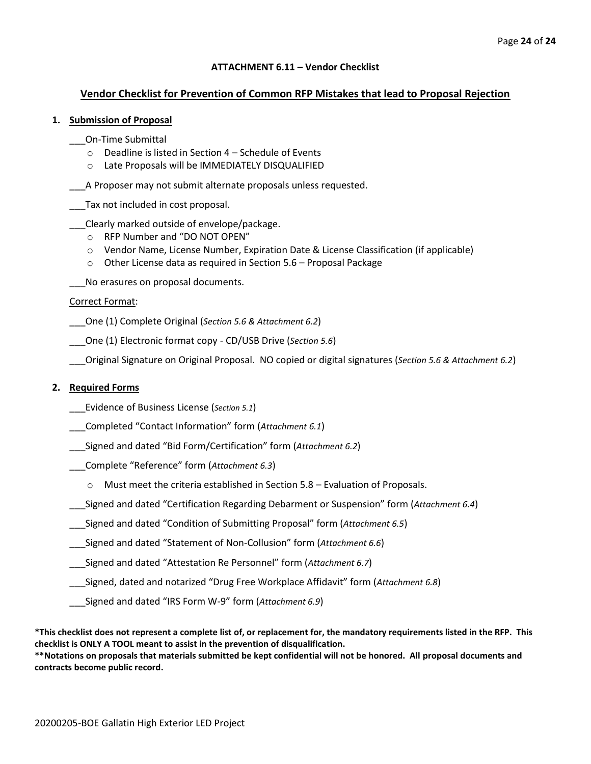**ATTACHMENT 6.11 – Vendor Checklist**

## Vendor Checklist for Prevention of Common RFP Mistakes that lead to Proposal Rejection

### 1. Submission of Proposal

___On-Time Submittal
- Deadline is listed in Section 4 – Schedule of Events
- Late Proposals will be IMMEDIATELY DISQUALIFIED

___A Proposer may not submit alternate proposals unless requested.

___Tax not included in cost proposal.

___Clearly marked outside of envelope/package.
- RFP Number and "DO NOT OPEN"
- Vendor Name, License Number, Expiration Date & License Classification (if applicable)
- Other License data as required in Section 5.6 – Proposal Package

___No erasures on proposal documents.

Correct Format:

___One (1) Complete Original (*Section 5.6 & Attachment 6.2*)

___One (1) Electronic format copy - CD/USB Drive (*Section 5.6*)

___Original Signature on Original Proposal. NO copied or digital signatures (*Section 5.6 & Attachment 6.2*)

### 2. Required Forms

___Evidence of Business License (*Section 5.1*)

___Completed "Contact Information" form (*Attachment 6.1*)

___Signed and dated "Bid Form/Certification" form (*Attachment 6.2*)

___Complete "Reference" form (*Attachment 6.3*)
- Must meet the criteria established in Section 5.8 – Evaluation of Proposals.

___Signed and dated "Certification Regarding Debarment or Suspension" form (*Attachment 6.4*)

___Signed and dated "Condition of Submitting Proposal" form (*Attachment 6.5*)

___Signed and dated "Statement of Non-Collusion" form (*Attachment 6.6*)

___Signed and dated "Attestation Re Personnel" form (*Attachment 6.7*)

___Signed, dated and notarized "Drug Free Workplace Affidavit" form (*Attachment 6.8*)

___Signed and dated "IRS Form W-9" form (*Attachment 6.9*)

**\*This checklist does not represent a complete list of, or replacement for, the mandatory requirements listed in the RFP. This checklist is ONLY A TOOL meant to assist in the prevention of disqualification.**
**\*\*Notations on proposals that materials submitted be kept confidential will not be honored. All proposal documents and contracts become public record.**